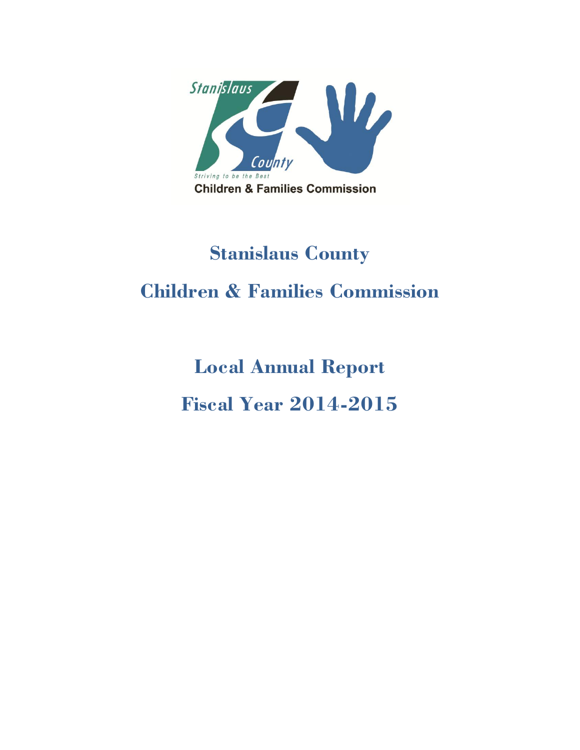Stanislaus County

Striving to be the Best

Children & Families Commission

# Stanislaus County

# Children & Families Commission

## Local Annual Report

## Fiscal Year 2014-2015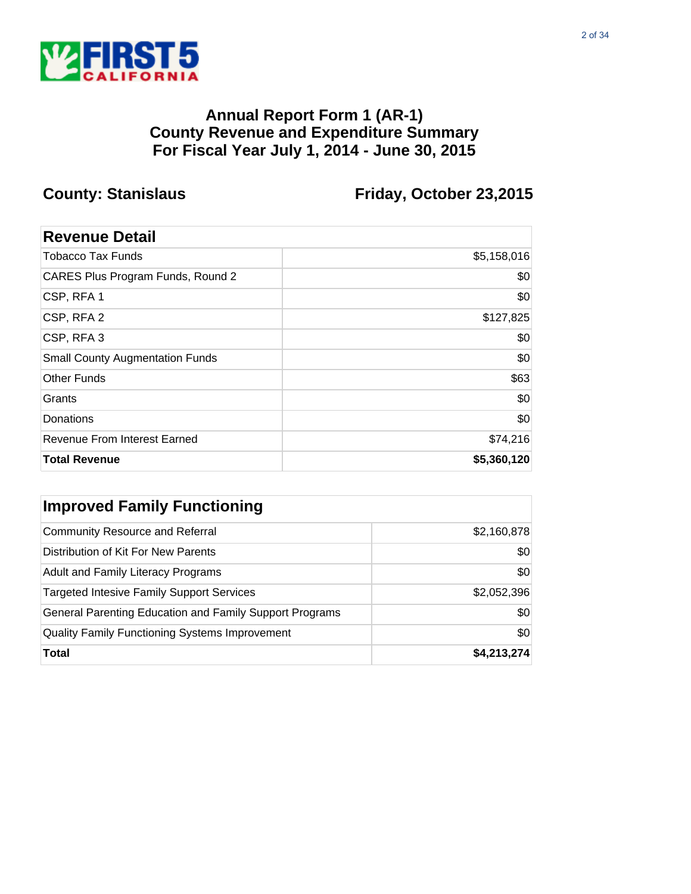# Annual Report Form 1 (AR-1)
# County Revenue and Expenditure Summary
# For Fiscal Year July 1, 2014 - June 30, 2015

**County: Stanislaus** **Friday, October 23,2015**

| Revenue Detail | |
|---|---|
| Tobacco Tax Funds | $5,158,016 |
| CARES Plus Program Funds, Round 2 | $0 |
| CSP, RFA 1 | $0 |
| CSP, RFA 2 | $127,825 |
| CSP, RFA 3 | $0 |
| Small County Augmentation Funds | $0 |
| Other Funds | $63 |
| Grants | $0 |
| Donations | $0 |
| Revenue From Interest Earned | $74,216 |
| **Total Revenue** | **$5,360,120** |

| Improved Family Functioning | |
|---|---|
| Community Resource and Referral | $2,160,878 |
| Distribution of Kit For New Parents | $0 |
| Adult and Family Literacy Programs | $0 |
| Targeted Intesive Family Support Services | $2,052,396 |
| General Parenting Education and Family Support Programs | $0 |
| Quality Family Functioning Systems Improvement | $0 |
| **Total** | **$4,213,274** |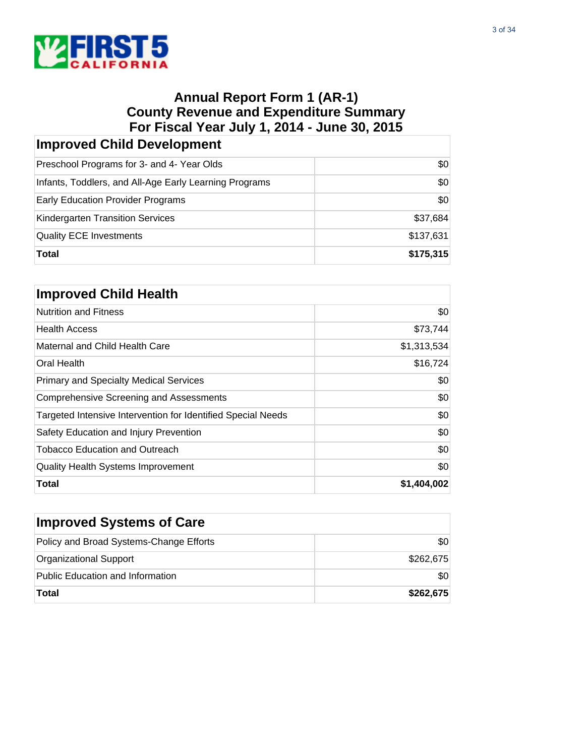# Annual Report Form 1 (AR-1)
## County Revenue and Expenditure Summary
## For Fiscal Year July 1, 2014 - June 30, 2015

| Improved Child Development | |
|---|---|
| Preschool Programs for 3- and 4- Year Olds | $0 |
| Infants, Toddlers, and All-Age Early Learning Programs | $0 |
| Early Education Provider Programs | $0 |
| Kindergarten Transition Services | $37,684 |
| Quality ECE Investments | $137,631 |
| **Total** | **$175,315** |

| Improved Child Health | |
|---|---|
| Nutrition and Fitness | $0 |
| Health Access | $73,744 |
| Maternal and Child Health Care | $1,313,534 |
| Oral Health | $16,724 |
| Primary and Specialty Medical Services | $0 |
| Comprehensive Screening and Assessments | $0 |
| Targeted Intensive Intervention for Identified Special Needs | $0 |
| Safety Education and Injury Prevention | $0 |
| Tobacco Education and Outreach | $0 |
| Quality Health Systems Improvement | $0 |
| **Total** | **$1,404,002** |

| Improved Systems of Care | |
|---|---|
| Policy and Broad Systems-Change Efforts | $0 |
| Organizational Support | $262,675 |
| Public Education and Information | $0 |
| **Total** | **$262,675** |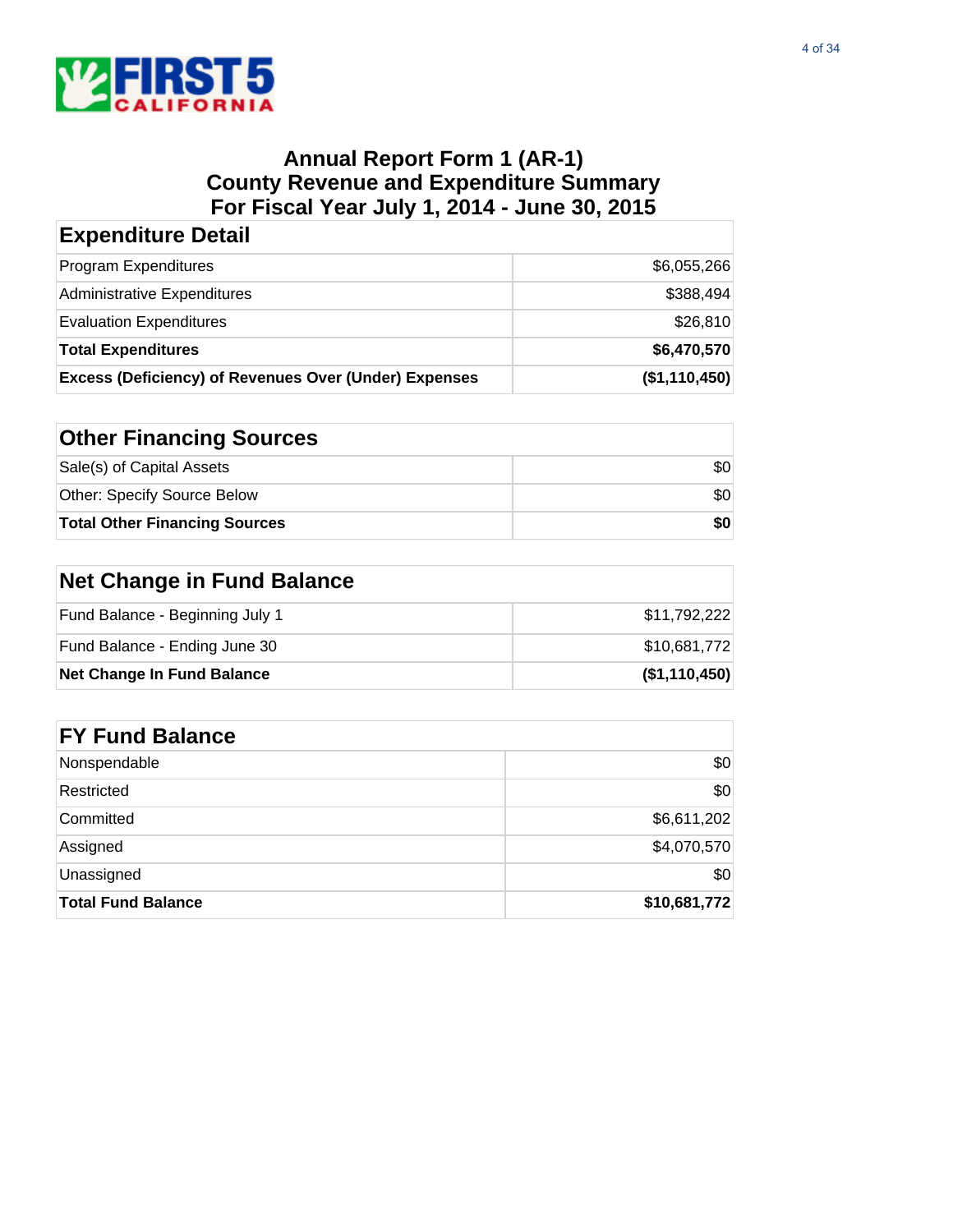# Annual Report Form 1 (AR-1)
# County Revenue and Expenditure Summary
# For Fiscal Year July 1, 2014 - June 30, 2015

| Expenditure Detail | |
|---|---|
| Program Expenditures | $6,055,266 |
| Administrative Expenditures | $388,494 |
| Evaluation Expenditures | $26,810 |
| **Total Expenditures** | **$6,470,570** |
| **Excess (Deficiency) of Revenues Over (Under) Expenses** | **($1,110,450)** |

| Other Financing Sources | |
|---|---|
| Sale(s) of Capital Assets | $0 |
| Other: Specify Source Below | $0 |
| **Total Other Financing Sources** | **$0** |

| Net Change in Fund Balance | |
|---|---|
| Fund Balance - Beginning July 1 | $11,792,222 |
| Fund Balance - Ending June 30 | $10,681,772 |
| **Net Change In Fund Balance** | **($1,110,450)** |

| FY Fund Balance | |
|---|---|
| Nonspendable | $0 |
| Restricted | $0 |
| Committed | $6,611,202 |
| Assigned | $4,070,570 |
| Unassigned | $0 |
| **Total Fund Balance** | **$10,681,772** |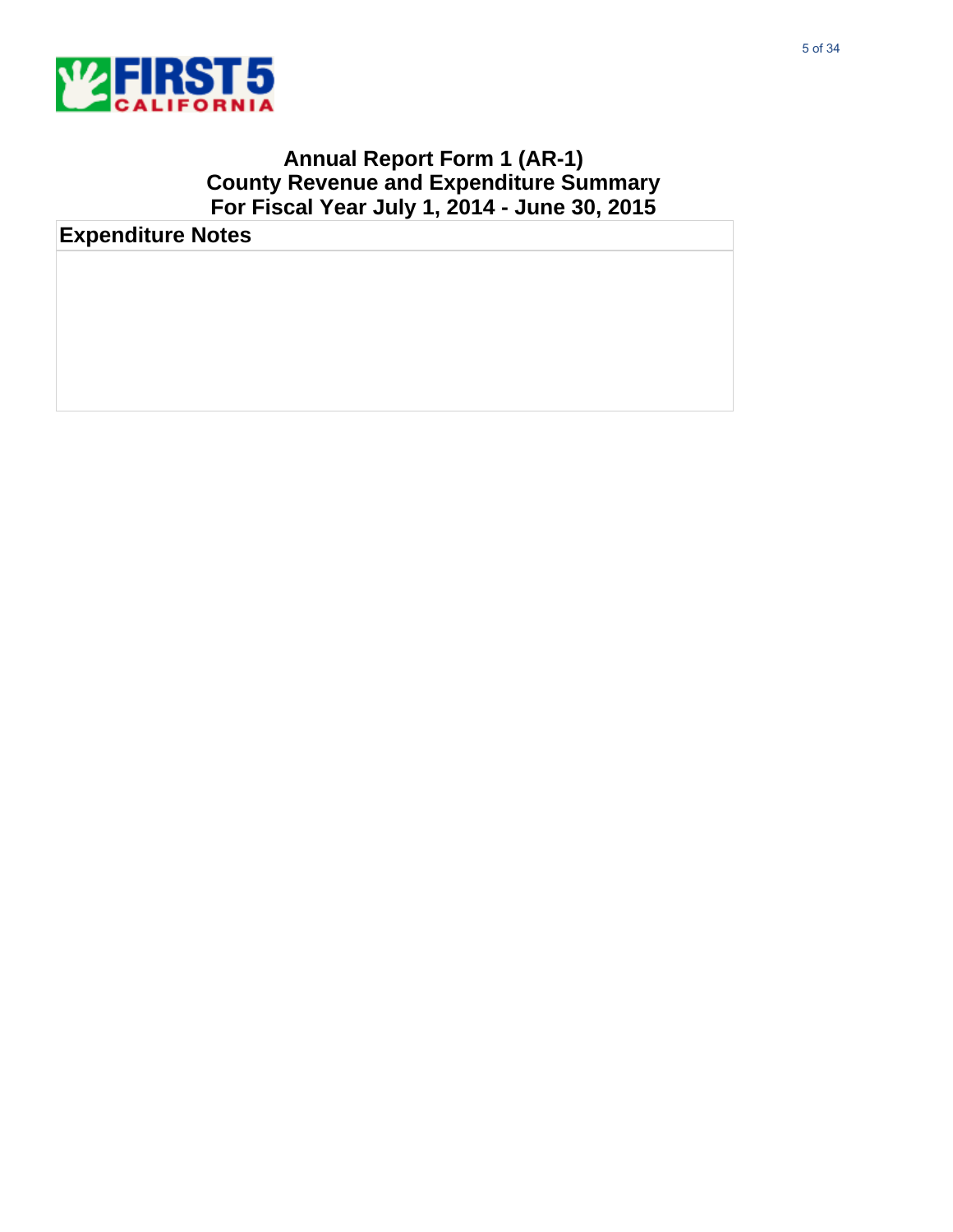# Annual Report Form 1 (AR-1)
# County Revenue and Expenditure Summary
# For Fiscal Year July 1, 2014 - June 30, 2015

## Expenditure Notes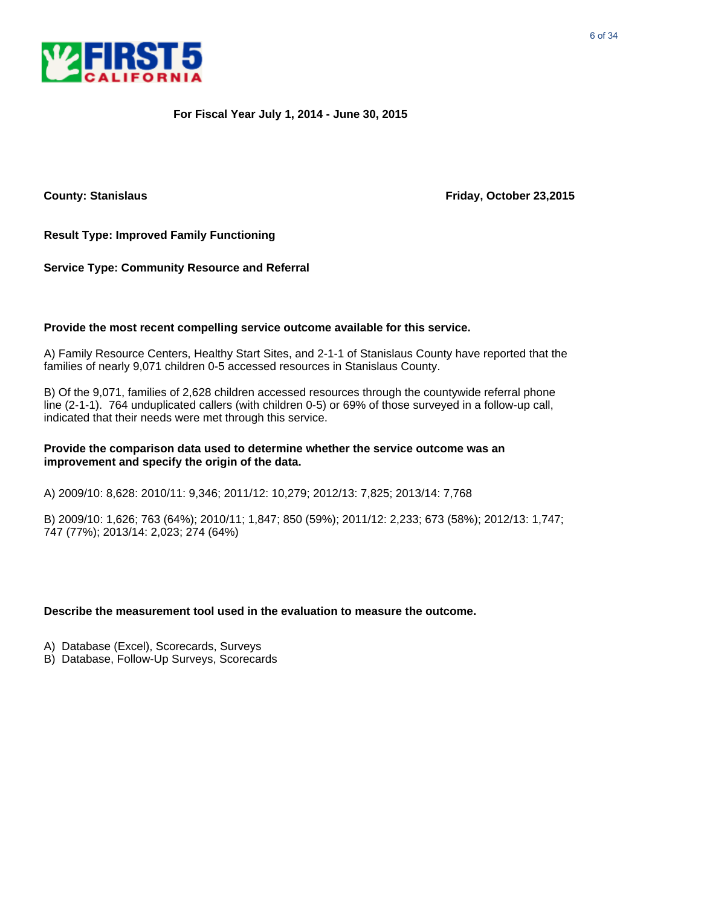**For Fiscal Year July 1, 2014 - June 30, 2015**

**County: Stanislaus** **Friday, October 23,2015**

**Result Type: Improved Family Functioning**

**Service Type: Community Resource and Referral**

**Provide the most recent compelling service outcome available for this service.**

A) Family Resource Centers, Healthy Start Sites, and 2-1-1 of Stanislaus County have reported that the families of nearly 9,071 children 0-5 accessed resources in Stanislaus County.

B) Of the 9,071, families of 2,628 children accessed resources through the countywide referral phone line (2-1-1). 764 unduplicated callers (with children 0-5) or 69% of those surveyed in a follow-up call, indicated that their needs were met through this service.

**Provide the comparison data used to determine whether the service outcome was an improvement and specify the origin of the data.**

A) 2009/10: 8,628: 2010/11: 9,346; 2011/12: 10,279; 2012/13: 7,825; 2013/14: 7,768

B) 2009/10: 1,626; 763 (64%); 2010/11; 1,847; 850 (59%); 2011/12: 2,233; 673 (58%); 2012/13: 1,747; 747 (77%); 2013/14: 2,023; 274 (64%)

**Describe the measurement tool used in the evaluation to measure the outcome.**

A) Database (Excel), Scorecards, Surveys
B) Database, Follow-Up Surveys, Scorecards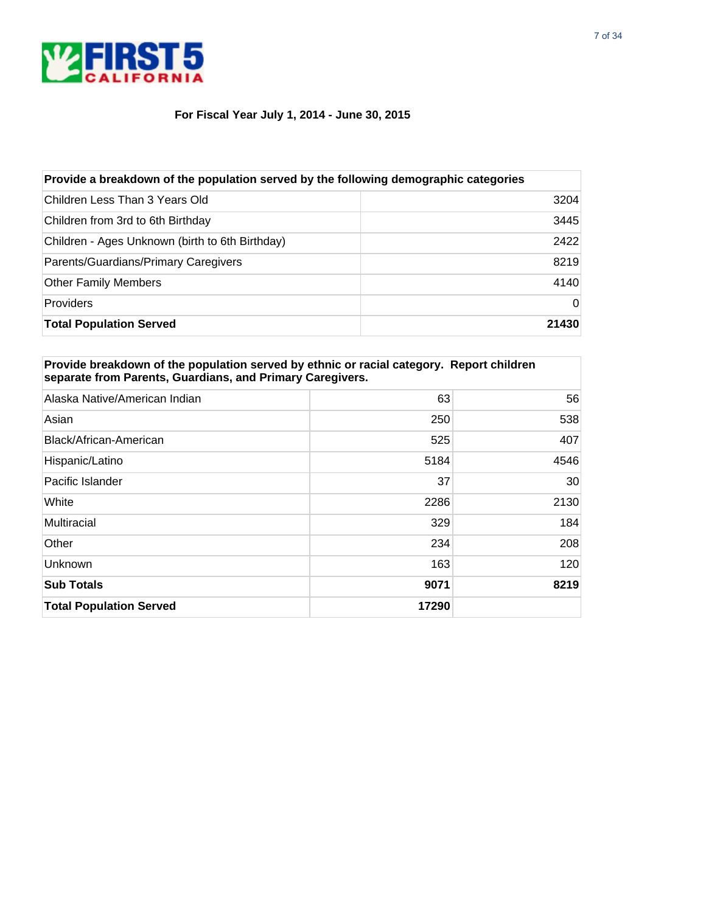**For Fiscal Year July 1, 2014 - June 30, 2015**

| **Provide a breakdown of the population served by the following demographic categories** | |
|---|---|
| Children Less Than 3 Years Old | 3204 |
| Children from 3rd to 6th Birthday | 3445 |
| Children - Ages Unknown (birth to 6th Birthday) | 2422 |
| Parents/Guardians/Primary Caregivers | 8219 |
| Other Family Members | 4140 |
| Providers | 0 |
| **Total Population Served** | **21430** |

| **Provide breakdown of the population served by ethnic or racial category. Report children separate from Parents, Guardians, and Primary Caregivers.** | | |
|---|---|---|
| Alaska Native/American Indian | 63 | 56 |
| Asian | 250 | 538 |
| Black/African-American | 525 | 407 |
| Hispanic/Latino | 5184 | 4546 |
| Pacific Islander | 37 | 30 |
| White | 2286 | 2130 |
| Multiracial | 329 | 184 |
| Other | 234 | 208 |
| Unknown | 163 | 120 |
| **Sub Totals** | **9071** | **8219** |
| **Total Population Served** | **17290** | |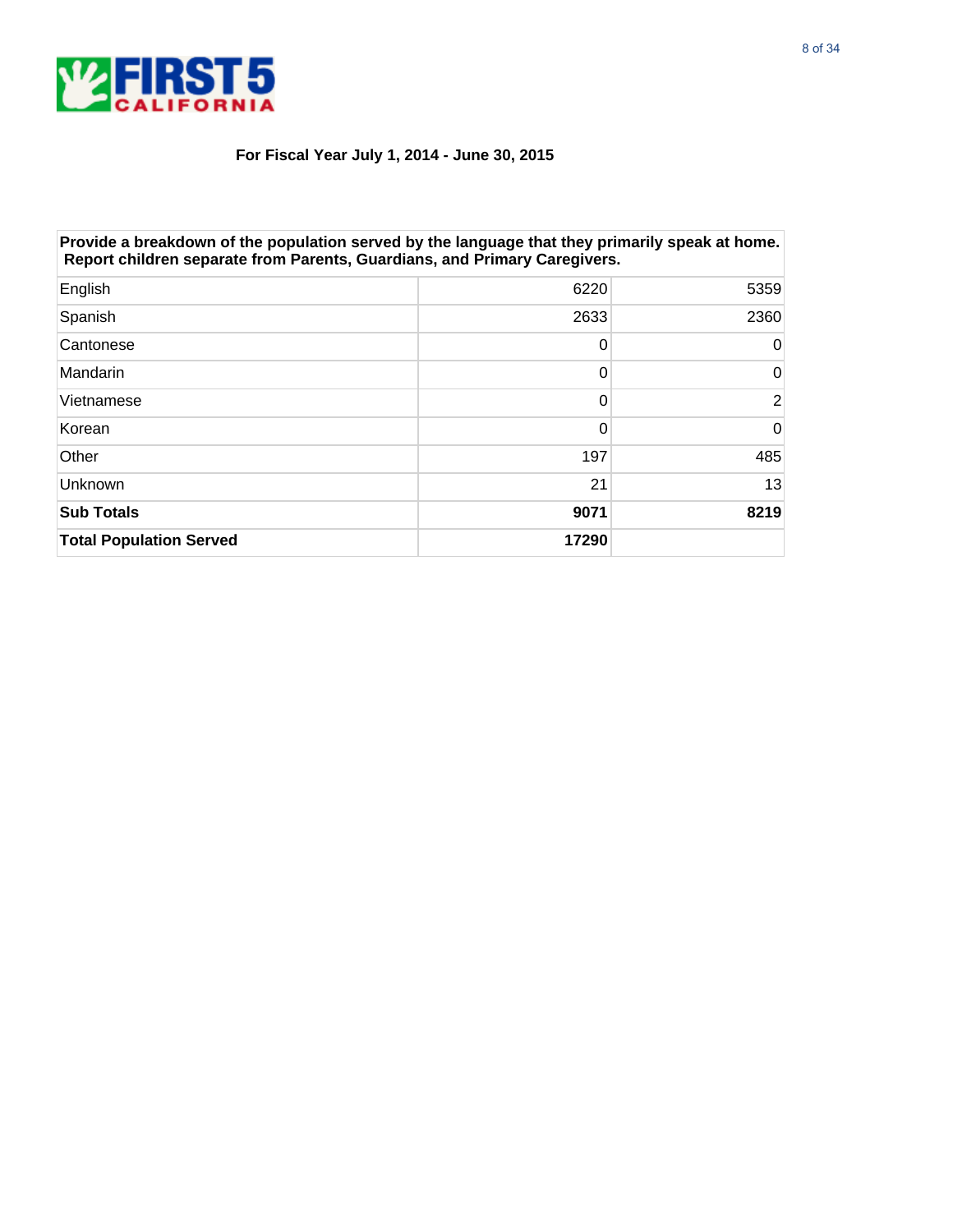For Fiscal Year July 1, 2014 - June 30, 2015

| Provide a breakdown of the population served by the language that they primarily speak at home. Report children separate from Parents, Guardians, and Primary Caregivers. | | |
|---|---|---|
| English | 6220 | 5359 |
| Spanish | 2633 | 2360 |
| Cantonese | 0 | 0 |
| Mandarin | 0 | 0 |
| Vietnamese | 0 | 2 |
| Korean | 0 | 0 |
| Other | 197 | 485 |
| Unknown | 21 | 13 |
| **Sub Totals** | **9071** | **8219** |
| **Total Population Served** | **17290** | |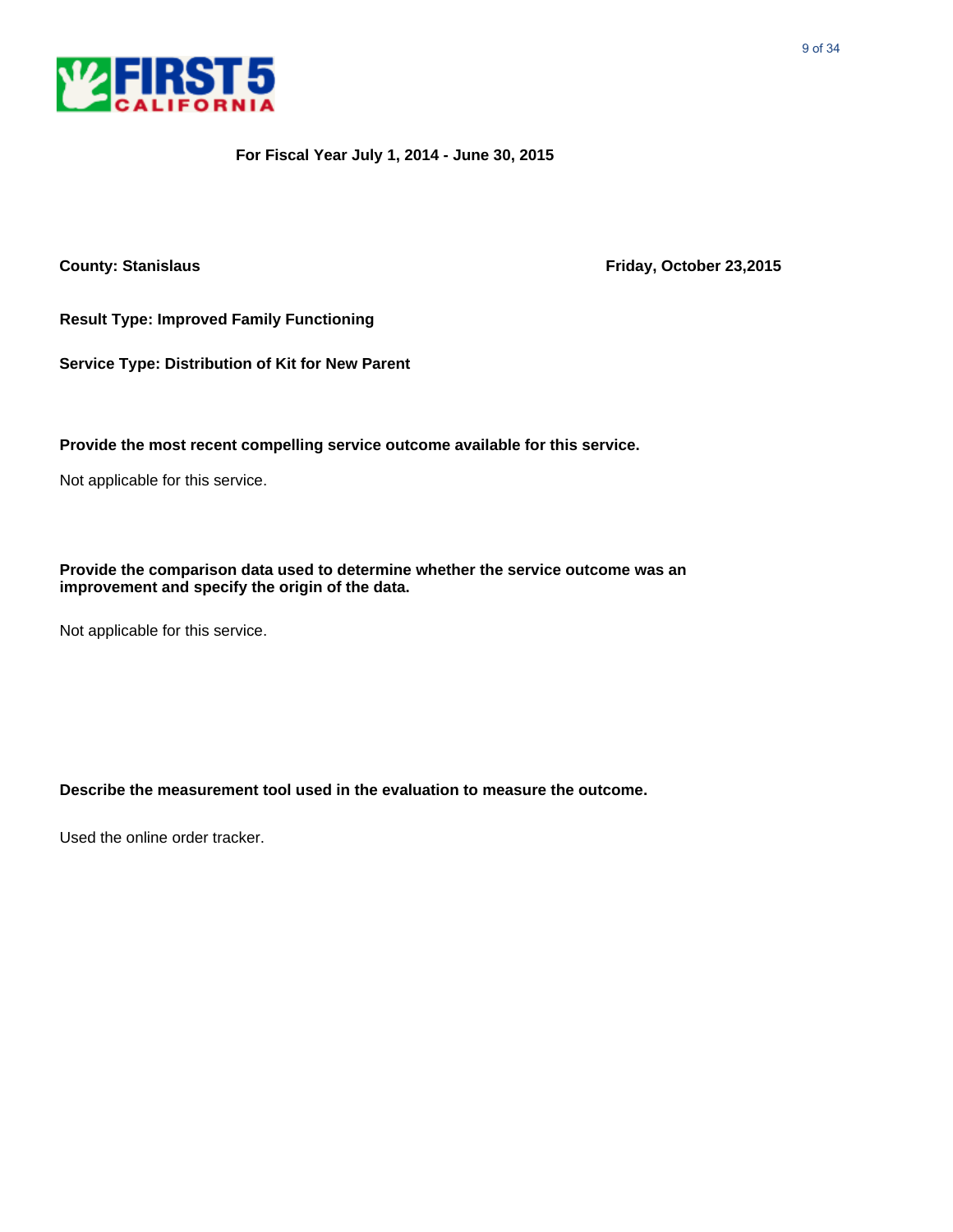**For Fiscal Year July 1, 2014 - June 30, 2015**

**County: Stanislaus** **Friday, October 23,2015**

**Result Type: Improved Family Functioning**

**Service Type: Distribution of Kit for New Parent**

**Provide the most recent compelling service outcome available for this service.**

Not applicable for this service.

**Provide the comparison data used to determine whether the service outcome was an improvement and specify the origin of the data.**

Not applicable for this service.

**Describe the measurement tool used in the evaluation to measure the outcome.**

Used the online order tracker.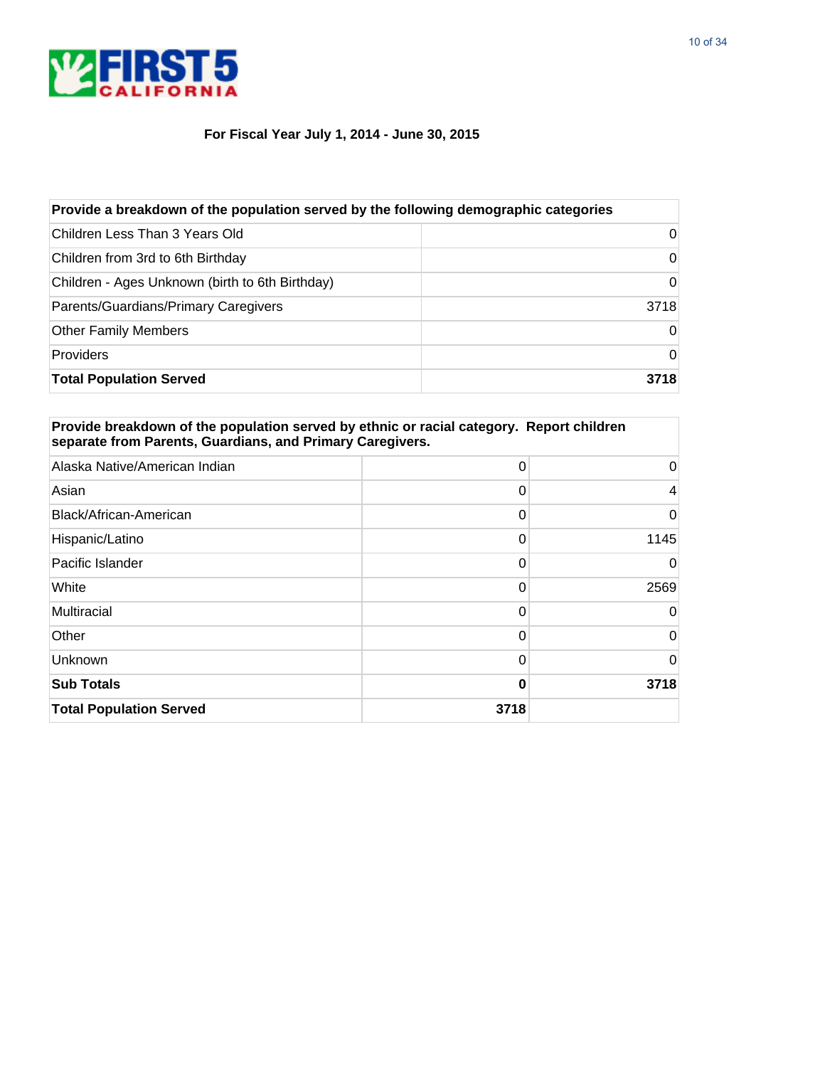**For Fiscal Year July 1, 2014 - June 30, 2015**

| **Provide a breakdown of the population served by the following demographic categories** | |
|---|---|
| Children Less Than 3 Years Old | 0 |
| Children from 3rd to 6th Birthday | 0 |
| Children - Ages Unknown (birth to 6th Birthday) | 0 |
| Parents/Guardians/Primary Caregivers | 3718 |
| Other Family Members | 0 |
| Providers | 0 |
| **Total Population Served** | **3718** |

| **Provide breakdown of the population served by ethnic or racial category. Report children separate from Parents, Guardians, and Primary Caregivers.** | | |
|---|---|---|
| Alaska Native/American Indian | 0 | 0 |
| Asian | 0 | 4 |
| Black/African-American | 0 | 0 |
| Hispanic/Latino | 0 | 1145 |
| Pacific Islander | 0 | 0 |
| White | 0 | 2569 |
| Multiracial | 0 | 0 |
| Other | 0 | 0 |
| Unknown | 0 | 0 |
| **Sub Totals** | **0** | **3718** |
| **Total Population Served** | **3718** | |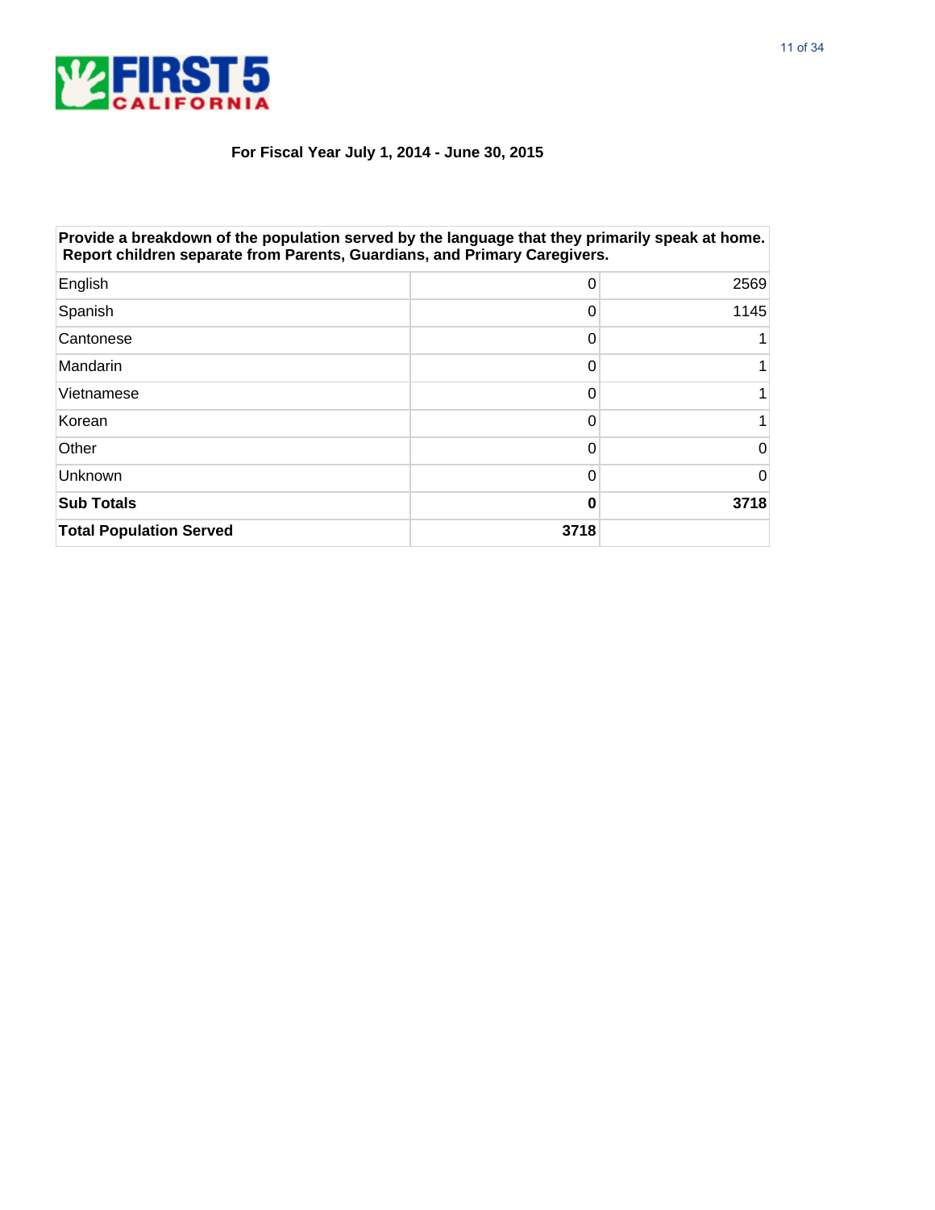**For Fiscal Year July 1, 2014 - June 30, 2015**

| Provide a breakdown of the population served by the language that they primarily speak at home. Report children separate from Parents, Guardians, and Primary Caregivers. | | |
|---|---|---|
| English | 0 | 2569 |
| Spanish | 0 | 1145 |
| Cantonese | 0 | 1 |
| Mandarin | 0 | 1 |
| Vietnamese | 0 | 1 |
| Korean | 0 | 1 |
| Other | 0 | 0 |
| Unknown | 0 | 0 |
| **Sub Totals** | **0** | **3718** |
| **Total Population Served** | **3718** | |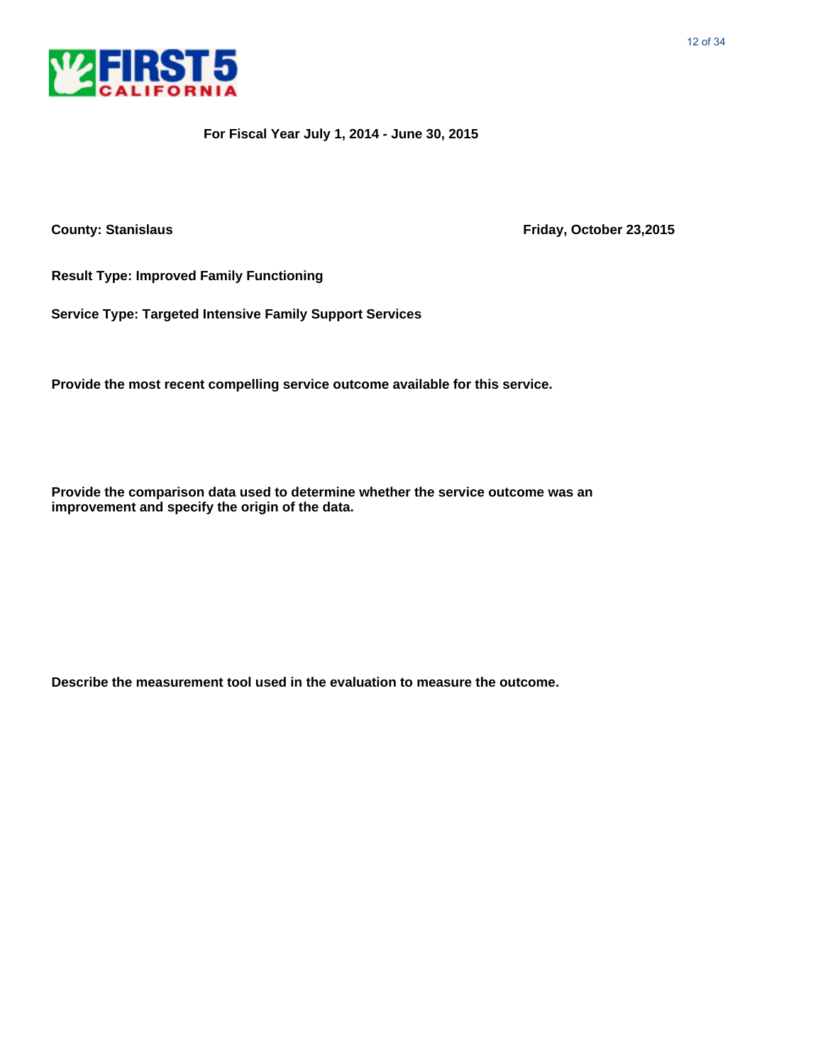**For Fiscal Year July 1, 2014 - June 30, 2015**

**County: Stanislaus** **Friday, October 23,2015**

**Result Type: Improved Family Functioning**

**Service Type: Targeted Intensive Family Support Services**

**Provide the most recent compelling service outcome available for this service.**

**Provide the comparison data used to determine whether the service outcome was an improvement and specify the origin of the data.**

**Describe the measurement tool used in the evaluation to measure the outcome.**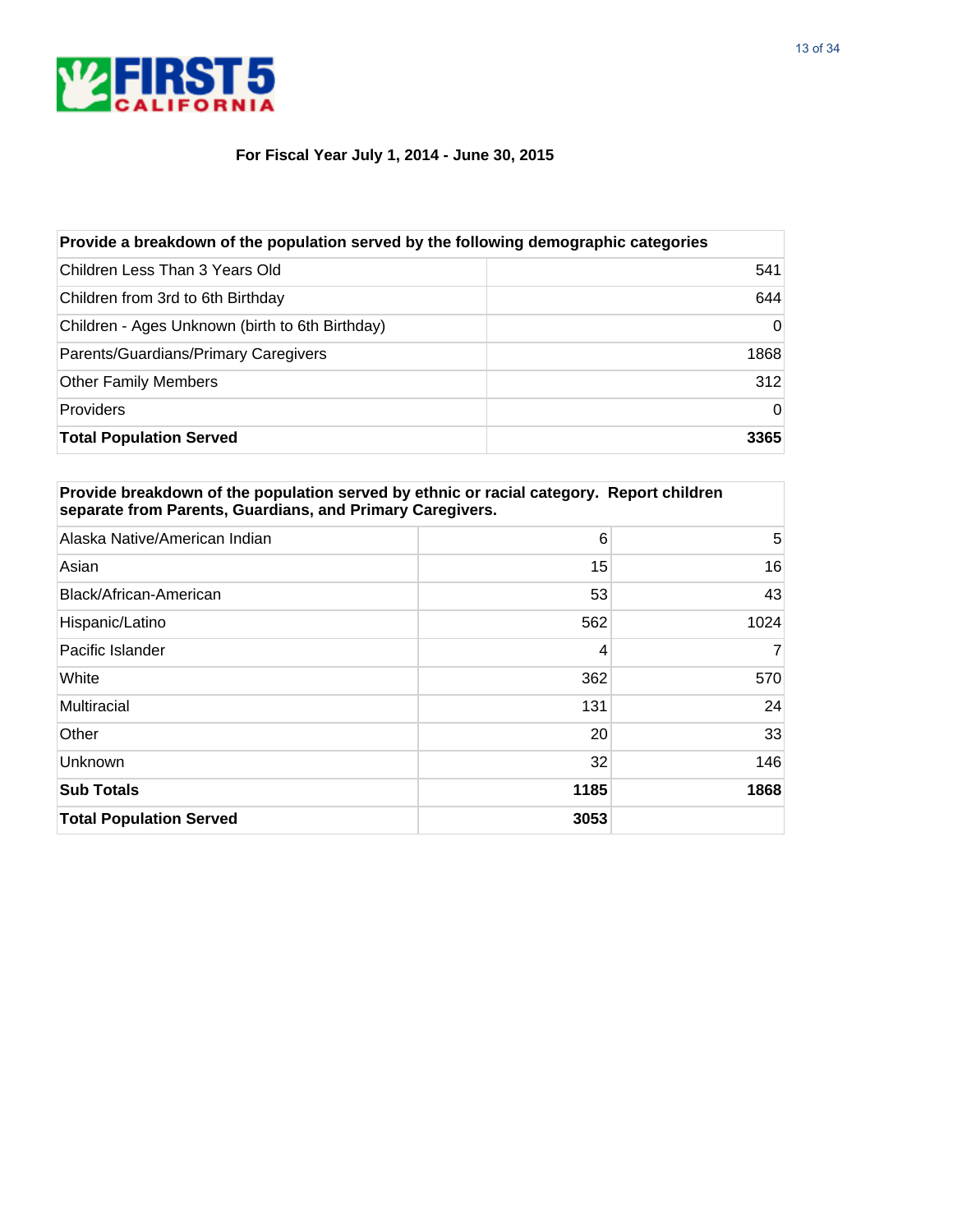**For Fiscal Year July 1, 2014 - June 30, 2015**

| Provide a breakdown of the population served by the following demographic categories | |
|---|---|
| Children Less Than 3 Years Old | 541 |
| Children from 3rd to 6th Birthday | 644 |
| Children - Ages Unknown (birth to 6th Birthday) | 0 |
| Parents/Guardians/Primary Caregivers | 1868 |
| Other Family Members | 312 |
| Providers | 0 |
| **Total Population Served** | **3365** |

| Provide breakdown of the population served by ethnic or racial category. Report children separate from Parents, Guardians, and Primary Caregivers. | | |
|---|---|---|
| Alaska Native/American Indian | 6 | 5 |
| Asian | 15 | 16 |
| Black/African-American | 53 | 43 |
| Hispanic/Latino | 562 | 1024 |
| Pacific Islander | 4 | 7 |
| White | 362 | 570 |
| Multiracial | 131 | 24 |
| Other | 20 | 33 |
| Unknown | 32 | 146 |
| **Sub Totals** | **1185** | **1868** |
| **Total Population Served** | **3053** | |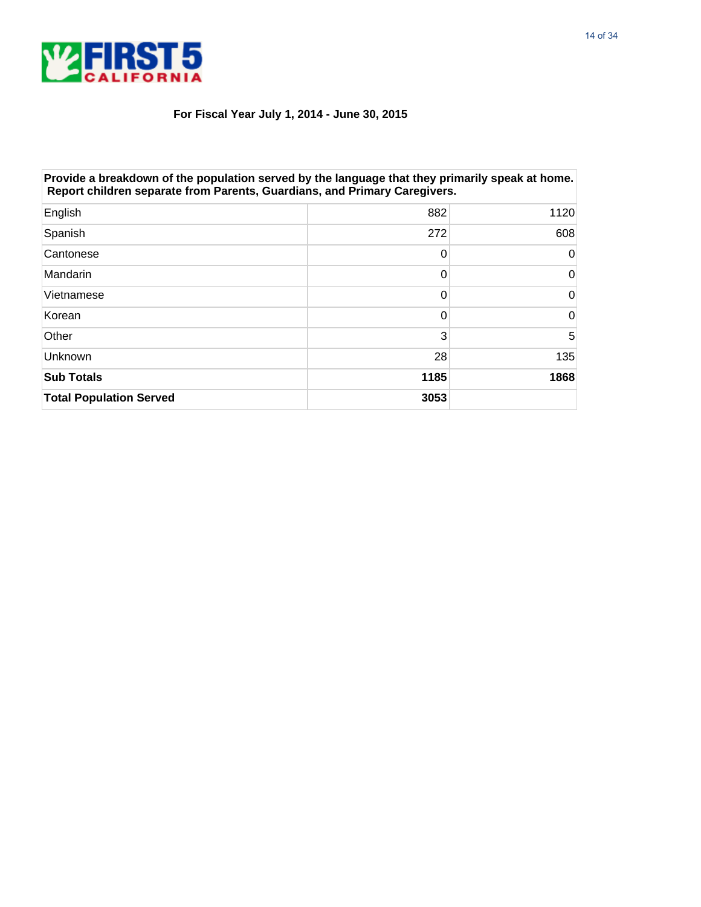**For Fiscal Year July 1, 2014 - June 30, 2015**

| Provide a breakdown of the population served by the language that they primarily speak at home. Report children separate from Parents, Guardians, and Primary Caregivers. | | |
|---|---|---|
| English | 882 | 1120 |
| Spanish | 272 | 608 |
| Cantonese | 0 | 0 |
| Mandarin | 0 | 0 |
| Vietnamese | 0 | 0 |
| Korean | 0 | 0 |
| Other | 3 | 5 |
| Unknown | 28 | 135 |
| **Sub Totals** | **1185** | **1868** |
| **Total Population Served** | **3053** | |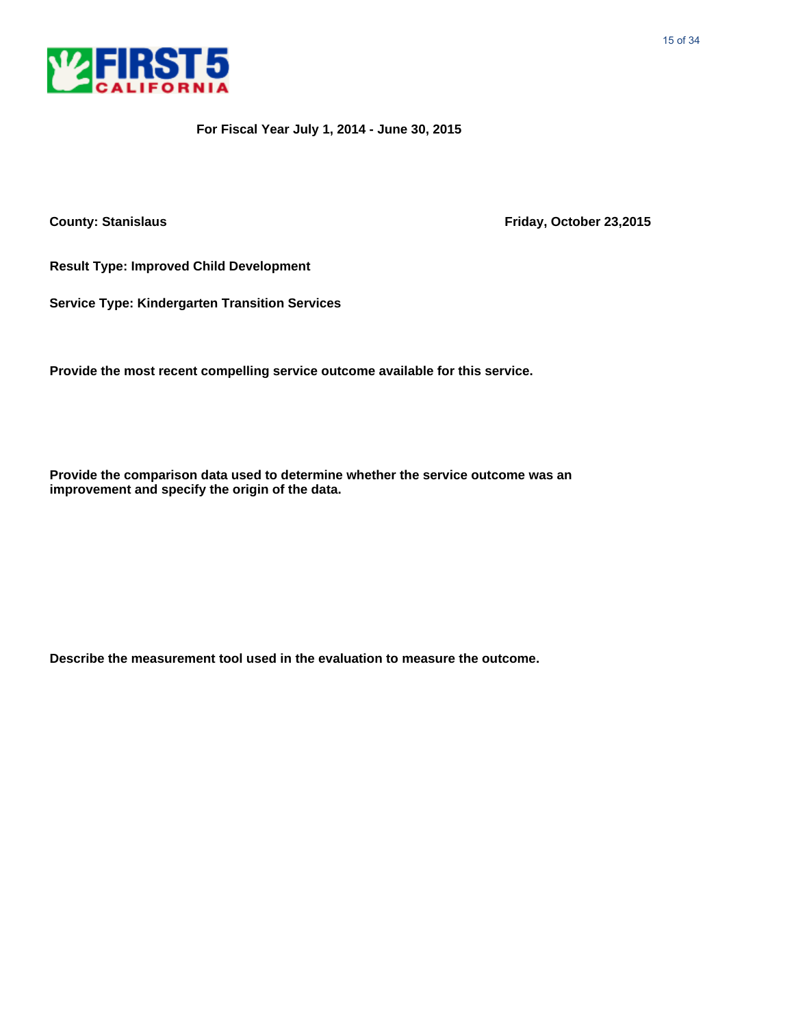**For Fiscal Year July 1, 2014 - June 30, 2015**

**County: Stanislaus**

**Friday, October 23,2015**

**Result Type: Improved Child Development**

**Service Type: Kindergarten Transition Services**

**Provide the most recent compelling service outcome available for this service.**

**Provide the comparison data used to determine whether the service outcome was an improvement and specify the origin of the data.**

**Describe the measurement tool used in the evaluation to measure the outcome.**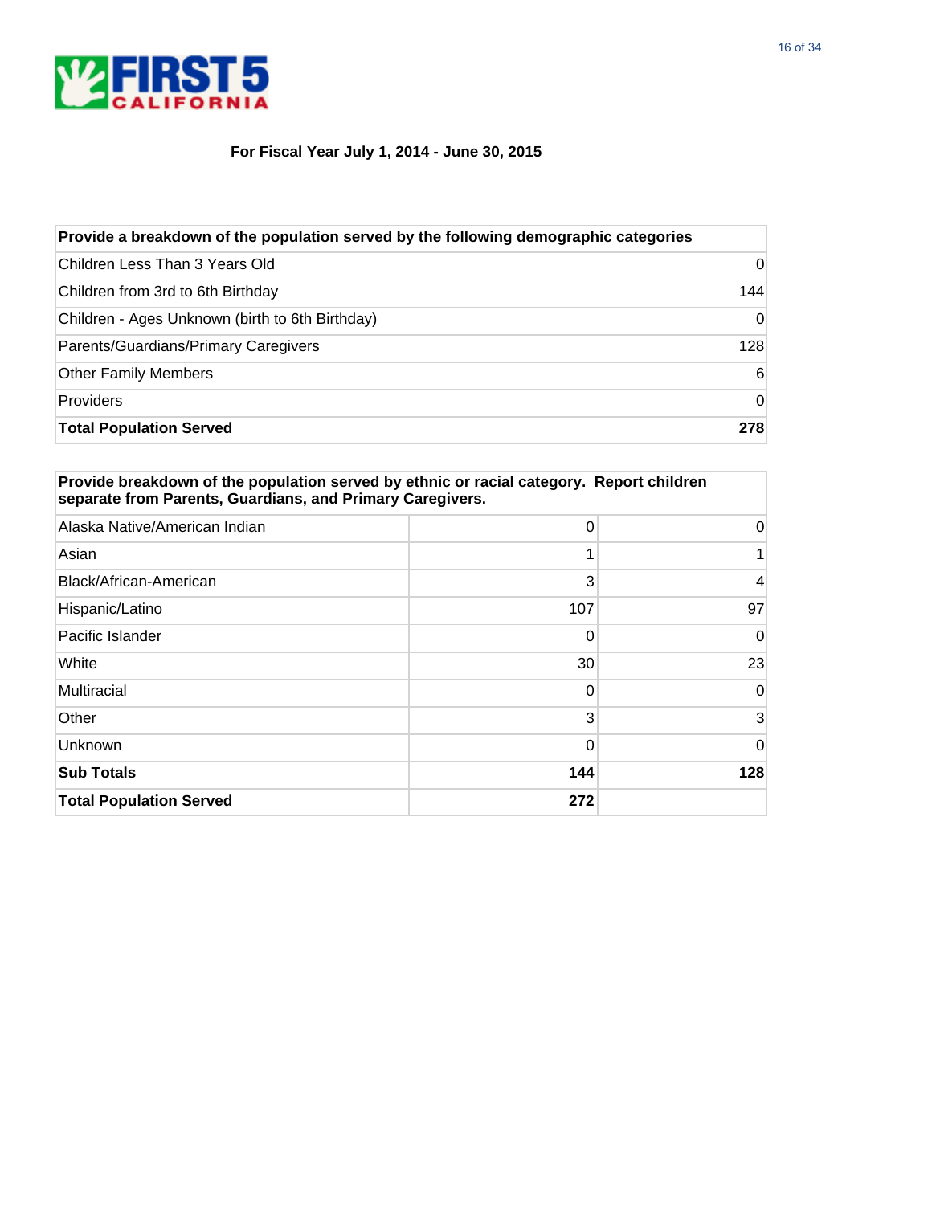**For Fiscal Year July 1, 2014 - June 30, 2015**

| **Provide a breakdown of the population served by the following demographic categories** | |
|---|---|
| Children Less Than 3 Years Old | 0 |
| Children from 3rd to 6th Birthday | 144 |
| Children - Ages Unknown (birth to 6th Birthday) | 0 |
| Parents/Guardians/Primary Caregivers | 128 |
| Other Family Members | 6 |
| Providers | 0 |
| **Total Population Served** | **278** |

| **Provide breakdown of the population served by ethnic or racial category. Report children separate from Parents, Guardians, and Primary Caregivers.** | | |
|---|---|---|
| Alaska Native/American Indian | 0 | 0 |
| Asian | 1 | 1 |
| Black/African-American | 3 | 4 |
| Hispanic/Latino | 107 | 97 |
| Pacific Islander | 0 | 0 |
| White | 30 | 23 |
| Multiracial | 0 | 0 |
| Other | 3 | 3 |
| Unknown | 0 | 0 |
| **Sub Totals** | **144** | **128** |
| **Total Population Served** | **272** | |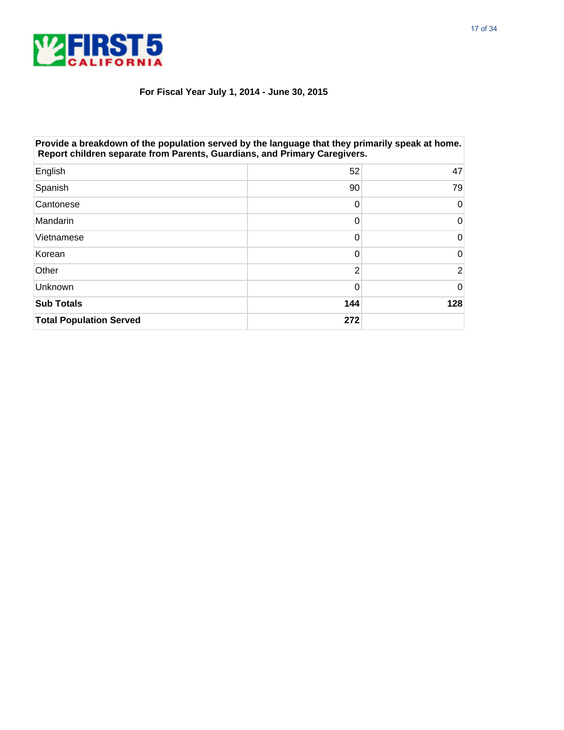For Fiscal Year July 1, 2014 - June 30, 2015

| Provide a breakdown of the population served by the language that they primarily speak at home. Report children separate from Parents, Guardians, and Primary Caregivers. | | |
|---|---|---|
| English | 52 | 47 |
| Spanish | 90 | 79 |
| Cantonese | 0 | 0 |
| Mandarin | 0 | 0 |
| Vietnamese | 0 | 0 |
| Korean | 0 | 0 |
| Other | 2 | 2 |
| Unknown | 0 | 0 |
| **Sub Totals** | **144** | **128** |
| **Total Population Served** | **272** | |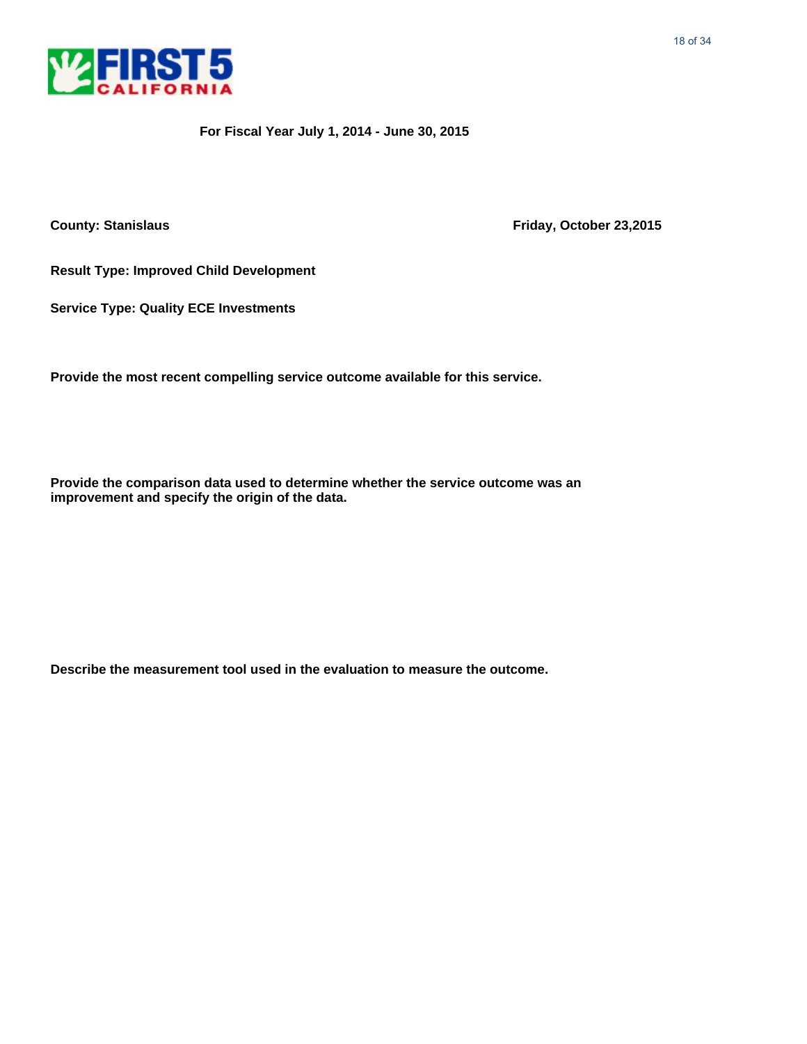**For Fiscal Year July 1, 2014 - June 30, 2015**

**County: Stanislaus** **Friday, October 23,2015**

**Result Type: Improved Child Development**

**Service Type: Quality ECE Investments**

**Provide the most recent compelling service outcome available for this service.**

**Provide the comparison data used to determine whether the service outcome was an improvement and specify the origin of the data.**

**Describe the measurement tool used in the evaluation to measure the outcome.**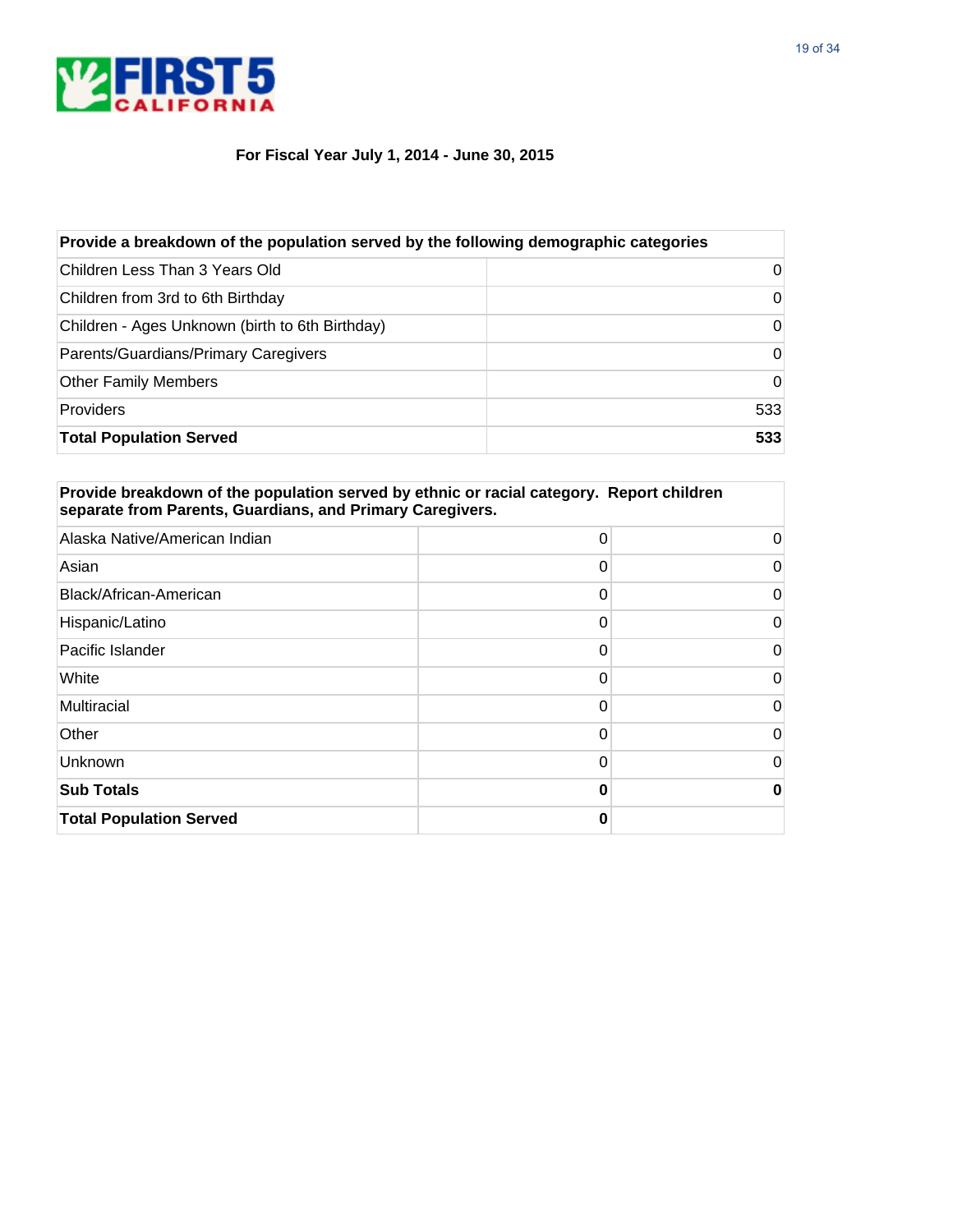**For Fiscal Year July 1, 2014 - June 30, 2015**

| Provide a breakdown of the population served by the following demographic categories | |
|---|---|
| Children Less Than 3 Years Old | 0 |
| Children from 3rd to 6th Birthday | 0 |
| Children - Ages Unknown (birth to 6th Birthday) | 0 |
| Parents/Guardians/Primary Caregivers | 0 |
| Other Family Members | 0 |
| Providers | 533 |
| **Total Population Served** | **533** |

| Provide breakdown of the population served by ethnic or racial category. Report children separate from Parents, Guardians, and Primary Caregivers. | | |
|---|---|---|
| Alaska Native/American Indian | 0 | 0 |
| Asian | 0 | 0 |
| Black/African-American | 0 | 0 |
| Hispanic/Latino | 0 | 0 |
| Pacific Islander | 0 | 0 |
| White | 0 | 0 |
| Multiracial | 0 | 0 |
| Other | 0 | 0 |
| Unknown | 0 | 0 |
| **Sub Totals** | **0** | **0** |
| **Total Population Served** | **0** | |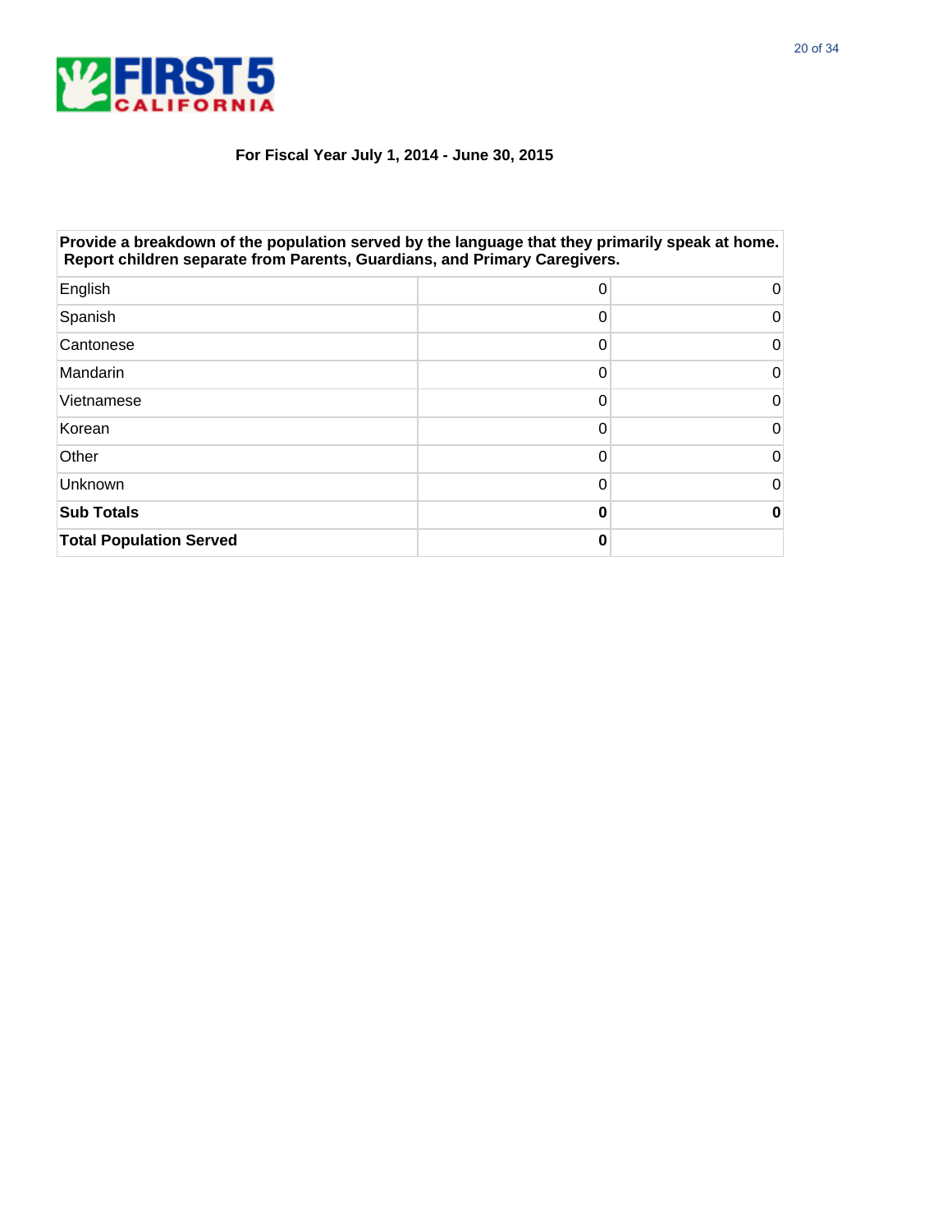**For Fiscal Year July 1, 2014 - June 30, 2015**

| Provide a breakdown of the population served by the language that they primarily speak at home. Report children separate from Parents, Guardians, and Primary Caregivers. | | |
|---|---|---|
| English | 0 | 0 |
| Spanish | 0 | 0 |
| Cantonese | 0 | 0 |
| Mandarin | 0 | 0 |
| Vietnamese | 0 | 0 |
| Korean | 0 | 0 |
| Other | 0 | 0 |
| Unknown | 0 | 0 |
| **Sub Totals** | **0** | **0** |
| **Total Population Served** | **0** | |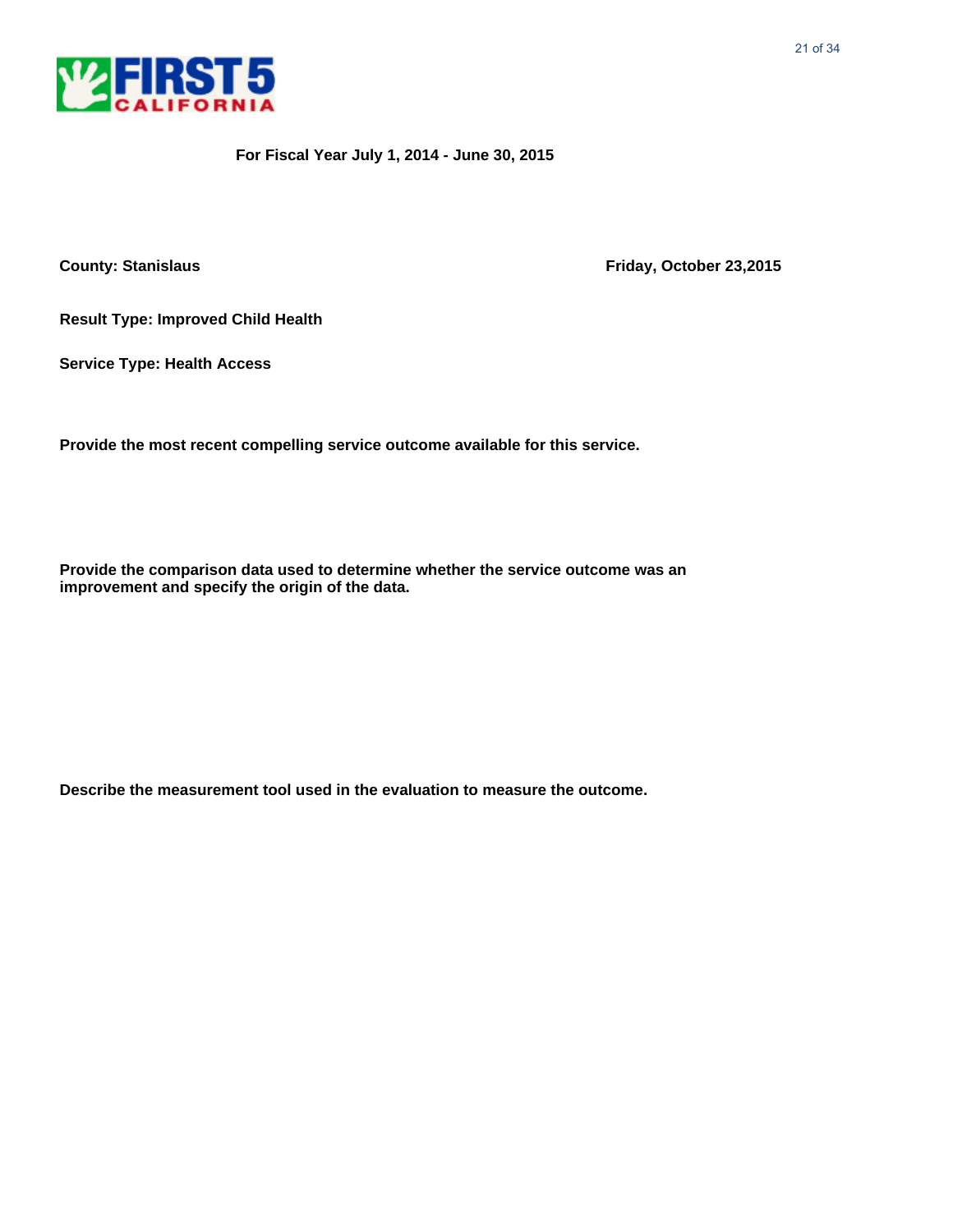**For Fiscal Year July 1, 2014 - June 30, 2015**

**County: Stanislaus** **Friday, October 23,2015**

**Result Type: Improved Child Health**

**Service Type: Health Access**

**Provide the most recent compelling service outcome available for this service.**

**Provide the comparison data used to determine whether the service outcome was an improvement and specify the origin of the data.**

**Describe the measurement tool used in the evaluation to measure the outcome.**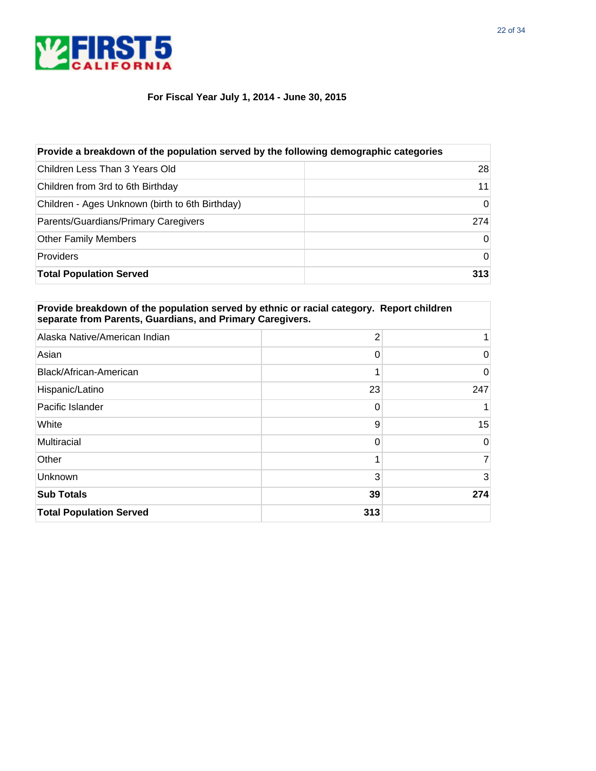**For Fiscal Year July 1, 2014 - June 30, 2015**

| Provide a breakdown of the population served by the following demographic categories | |
|---|---|
| Children Less Than 3 Years Old | 28 |
| Children from 3rd to 6th Birthday | 11 |
| Children - Ages Unknown (birth to 6th Birthday) | 0 |
| Parents/Guardians/Primary Caregivers | 274 |
| Other Family Members | 0 |
| Providers | 0 |
| **Total Population Served** | **313** |

| Provide breakdown of the population served by ethnic or racial category. Report children separate from Parents, Guardians, and Primary Caregivers. | | |
|---|---|---|
| Alaska Native/American Indian | 2 | 1 |
| Asian | 0 | 0 |
| Black/African-American | 1 | 0 |
| Hispanic/Latino | 23 | 247 |
| Pacific Islander | 0 | 1 |
| White | 9 | 15 |
| Multiracial | 0 | 0 |
| Other | 1 | 7 |
| Unknown | 3 | 3 |
| **Sub Totals** | **39** | **274** |
| **Total Population Served** | **313** | |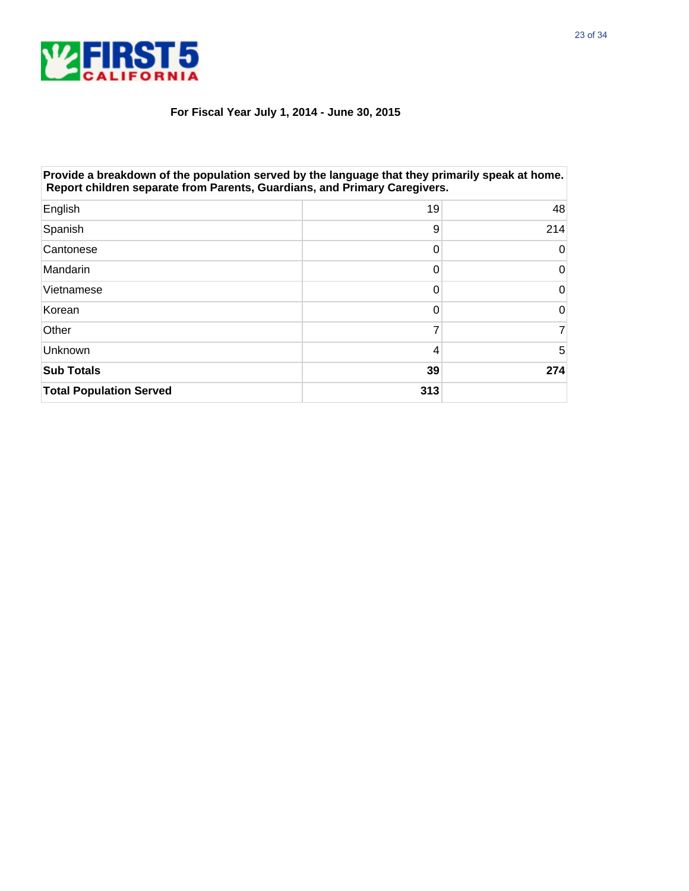**For Fiscal Year July 1, 2014 - June 30, 2015**

| Provide a breakdown of the population served by the language that they primarily speak at home. Report children separate from Parents, Guardians, and Primary Caregivers. | | |
|---|---|---|
| English | 19 | 48 |
| Spanish | 9 | 214 |
| Cantonese | 0 | 0 |
| Mandarin | 0 | 0 |
| Vietnamese | 0 | 0 |
| Korean | 0 | 0 |
| Other | 7 | 7 |
| Unknown | 4 | 5 |
| **Sub Totals** | **39** | **274** |
| **Total Population Served** | **313** | |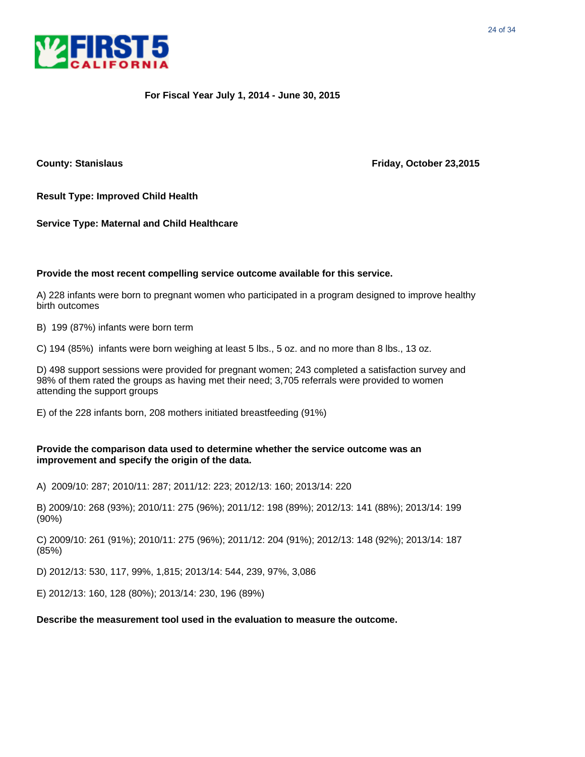For Fiscal Year July 1, 2014 - June 30, 2015

**County: Stanislaus**

**Friday, October 23,2015**

**Result Type: Improved Child Health**

**Service Type: Maternal and Child Healthcare**

**Provide the most recent compelling service outcome available for this service.**

A) 228 infants were born to pregnant women who participated in a program designed to improve healthy birth outcomes

B) 199 (87%) infants were born term

C) 194 (85%) infants were born weighing at least 5 lbs., 5 oz. and no more than 8 lbs., 13 oz.

D) 498 support sessions were provided for pregnant women; 243 completed a satisfaction survey and 98% of them rated the groups as having met their need; 3,705 referrals were provided to women attending the support groups

E) of the 228 infants born, 208 mothers initiated breastfeeding (91%)

**Provide the comparison data used to determine whether the service outcome was an improvement and specify the origin of the data.**

A) 2009/10: 287; 2010/11: 287; 2011/12: 223; 2012/13: 160; 2013/14: 220

B) 2009/10: 268 (93%); 2010/11: 275 (96%); 2011/12: 198 (89%); 2012/13: 141 (88%); 2013/14: 199 (90%)

C) 2009/10: 261 (91%); 2010/11: 275 (96%); 2011/12: 204 (91%); 2012/13: 148 (92%); 2013/14: 187 (85%)

D) 2012/13: 530, 117, 99%, 1,815; 2013/14: 544, 239, 97%, 3,086

E) 2012/13: 160, 128 (80%); 2013/14: 230, 196 (89%)

**Describe the measurement tool used in the evaluation to measure the outcome.**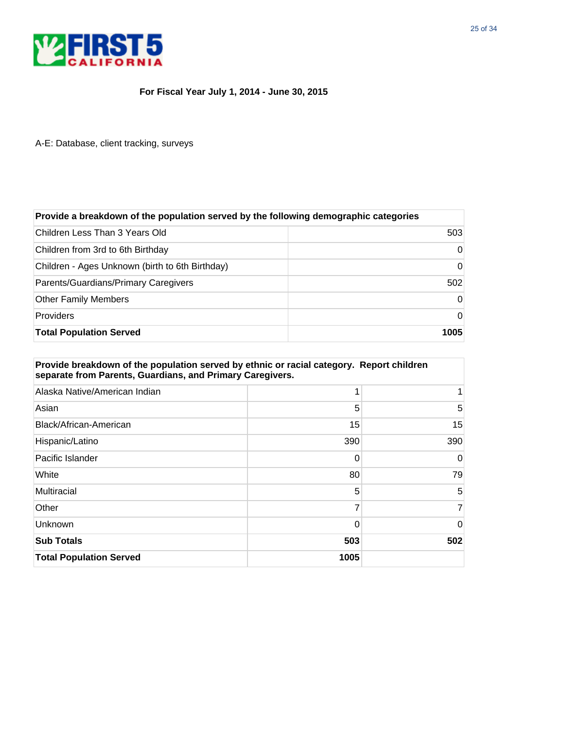**For Fiscal Year July 1, 2014 - June 30, 2015**

A-E: Database, client tracking, surveys

| Provide a breakdown of the population served by the following demographic categories | |
|---|---|
| Children Less Than 3 Years Old | 503 |
| Children from 3rd to 6th Birthday | 0 |
| Children - Ages Unknown (birth to 6th Birthday) | 0 |
| Parents/Guardians/Primary Caregivers | 502 |
| Other Family Members | 0 |
| Providers | 0 |
| **Total Population Served** | **1005** |

| Provide breakdown of the population served by ethnic or racial category. Report children separate from Parents, Guardians, and Primary Caregivers. | | |
|---|---|---|
| Alaska Native/American Indian | 1 | 1 |
| Asian | 5 | 5 |
| Black/African-American | 15 | 15 |
| Hispanic/Latino | 390 | 390 |
| Pacific Islander | 0 | 0 |
| White | 80 | 79 |
| Multiracial | 5 | 5 |
| Other | 7 | 7 |
| Unknown | 0 | 0 |
| **Sub Totals** | **503** | **502** |
| **Total Population Served** | **1005** | |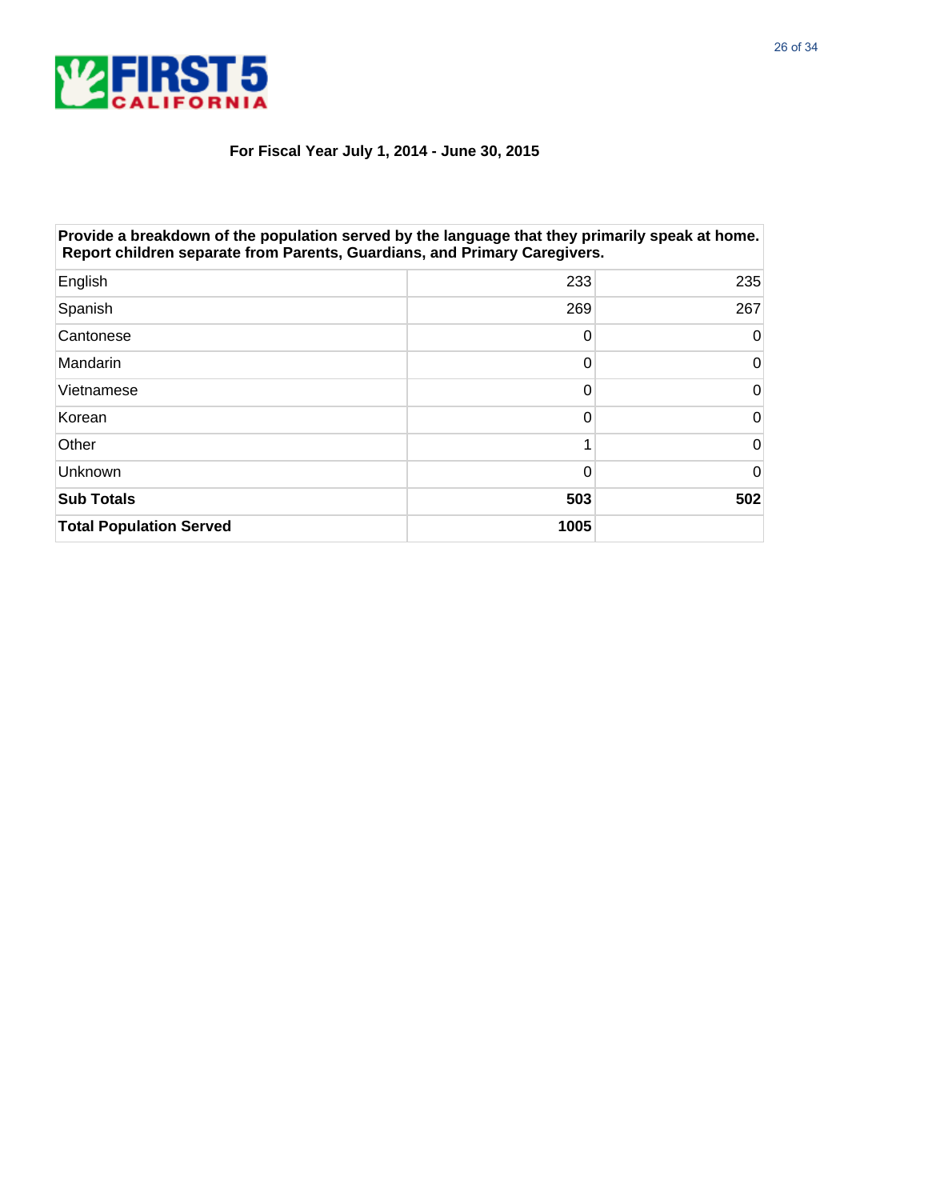**For Fiscal Year July 1, 2014 - June 30, 2015**

| Provide a breakdown of the population served by the language that they primarily speak at home. Report children separate from Parents, Guardians, and Primary Caregivers. | | |
|---|---|---|
| English | 233 | 235 |
| Spanish | 269 | 267 |
| Cantonese | 0 | 0 |
| Mandarin | 0 | 0 |
| Vietnamese | 0 | 0 |
| Korean | 0 | 0 |
| Other | 1 | 0 |
| Unknown | 0 | 0 |
| **Sub Totals** | **503** | **502** |
| **Total Population Served** | **1005** | |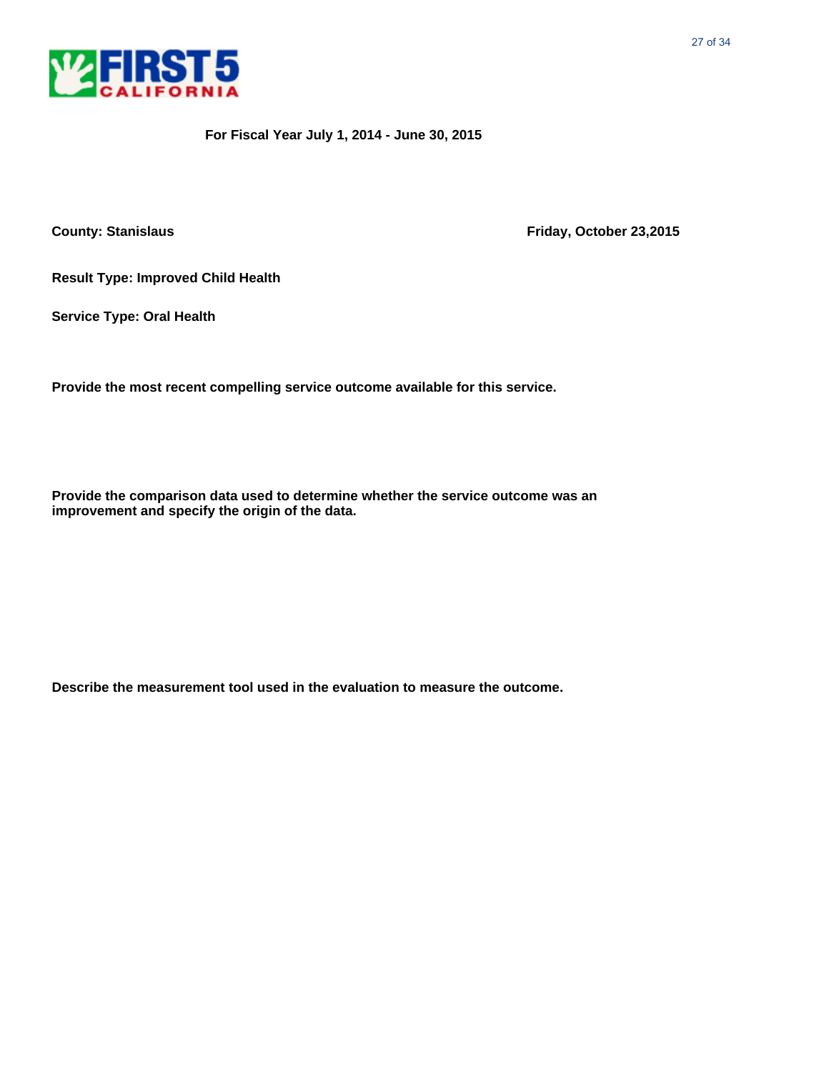**For Fiscal Year July 1, 2014 - June 30, 2015**

**County: Stanislaus** **Friday, October 23,2015**

**Result Type: Improved Child Health**

**Service Type: Oral Health**

**Provide the most recent compelling service outcome available for this service.**

**Provide the comparison data used to determine whether the service outcome was an improvement and specify the origin of the data.**

**Describe the measurement tool used in the evaluation to measure the outcome.**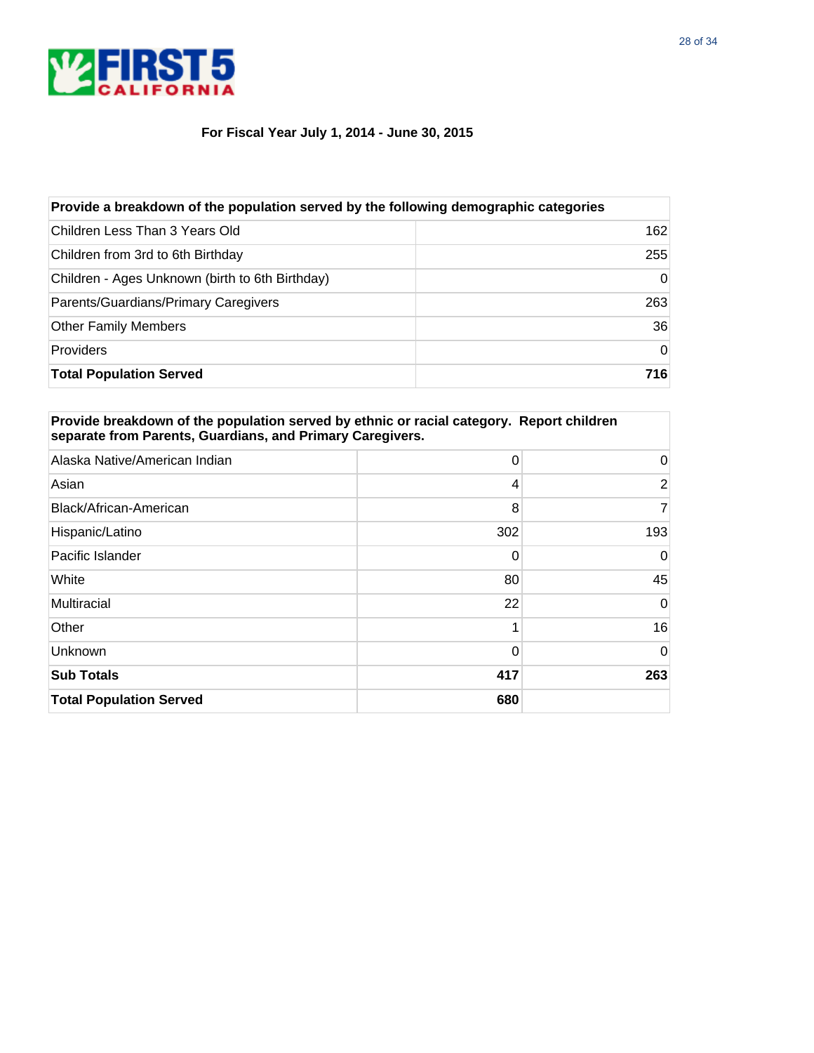**For Fiscal Year July 1, 2014 - June 30, 2015**

| Provide a breakdown of the population served by the following demographic categories | |
|---|---|
| Children Less Than 3 Years Old | 162 |
| Children from 3rd to 6th Birthday | 255 |
| Children - Ages Unknown (birth to 6th Birthday) | 0 |
| Parents/Guardians/Primary Caregivers | 263 |
| Other Family Members | 36 |
| Providers | 0 |
| **Total Population Served** | **716** |

| Provide breakdown of the population served by ethnic or racial category. Report children separate from Parents, Guardians, and Primary Caregivers. | | |
|---|---|---|
| Alaska Native/American Indian | 0 | 0 |
| Asian | 4 | 2 |
| Black/African-American | 8 | 7 |
| Hispanic/Latino | 302 | 193 |
| Pacific Islander | 0 | 0 |
| White | 80 | 45 |
| Multiracial | 22 | 0 |
| Other | 1 | 16 |
| Unknown | 0 | 0 |
| **Sub Totals** | **417** | **263** |
| **Total Population Served** | **680** | |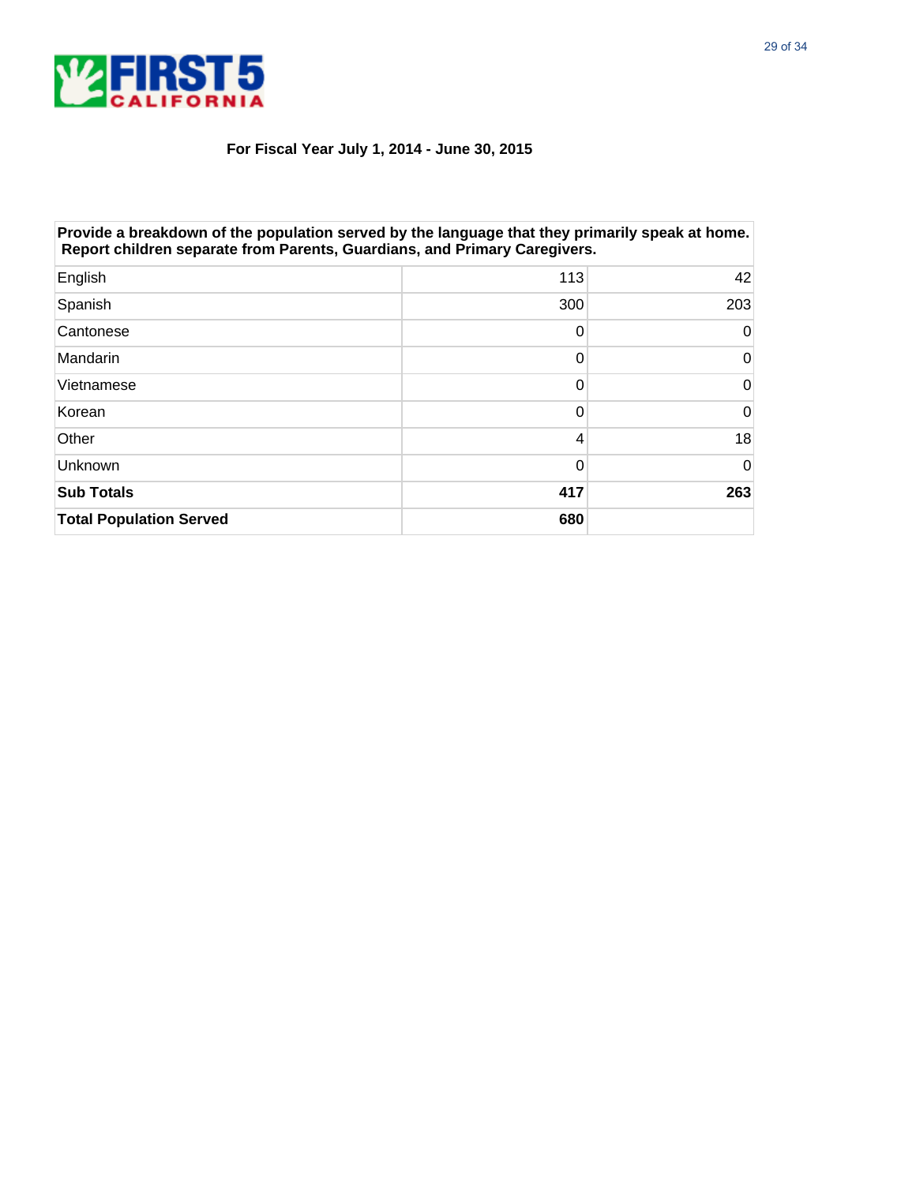**For Fiscal Year July 1, 2014 - June 30, 2015**

| Provide a breakdown of the population served by the language that they primarily speak at home. Report children separate from Parents, Guardians, and Primary Caregivers. | | |
|---|---|---|
| English | 113 | 42 |
| Spanish | 300 | 203 |
| Cantonese | 0 | 0 |
| Mandarin | 0 | 0 |
| Vietnamese | 0 | 0 |
| Korean | 0 | 0 |
| Other | 4 | 18 |
| Unknown | 0 | 0 |
| **Sub Totals** | **417** | **263** |
| **Total Population Served** | **680** | |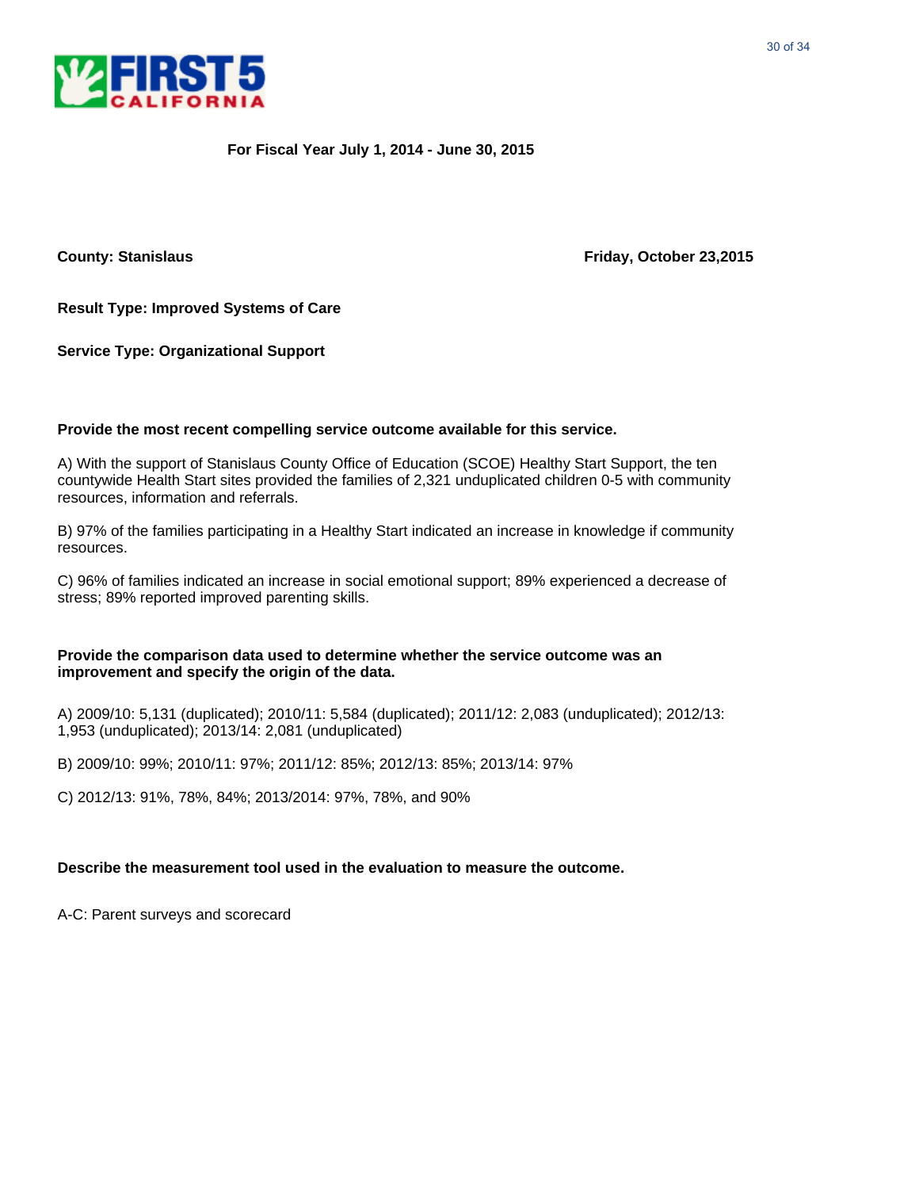For Fiscal Year July 1, 2014 - June 30, 2015

**County: Stanislaus** **Friday, October 23,2015**

**Result Type: Improved Systems of Care**

**Service Type: Organizational Support**

**Provide the most recent compelling service outcome available for this service.**

A) With the support of Stanislaus County Office of Education (SCOE) Healthy Start Support, the ten countywide Health Start sites provided the families of 2,321 unduplicated children 0-5 with community resources, information and referrals.

B) 97% of the families participating in a Healthy Start indicated an increase in knowledge if community resources.

C) 96% of families indicated an increase in social emotional support; 89% experienced a decrease of stress; 89% reported improved parenting skills.

**Provide the comparison data used to determine whether the service outcome was an improvement and specify the origin of the data.**

A) 2009/10: 5,131 (duplicated); 2010/11: 5,584 (duplicated); 2011/12: 2,083 (unduplicated); 2012/13: 1,953 (unduplicated); 2013/14: 2,081 (unduplicated)

B) 2009/10: 99%; 2010/11: 97%; 2011/12: 85%; 2012/13: 85%; 2013/14: 97%

C) 2012/13: 91%, 78%, 84%; 2013/2014: 97%, 78%, and 90%

**Describe the measurement tool used in the evaluation to measure the outcome.**

A-C: Parent surveys and scorecard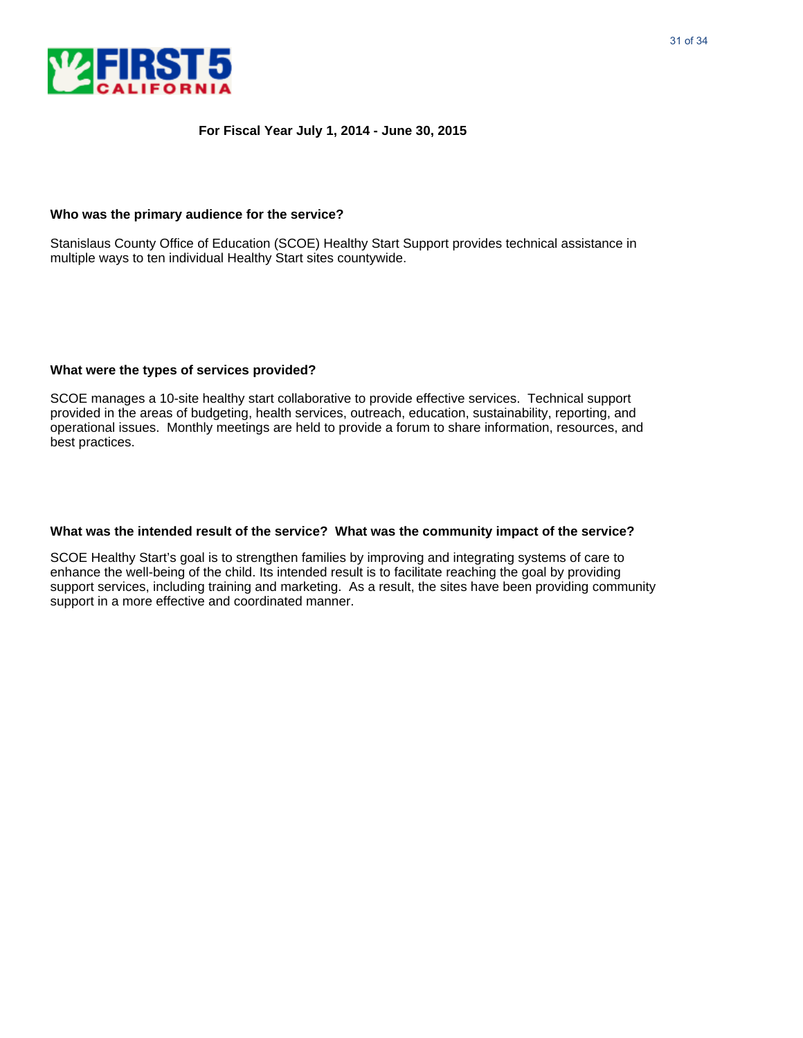**For Fiscal Year July 1, 2014 - June 30, 2015**

**Who was the primary audience for the service?**

Stanislaus County Office of Education (SCOE) Healthy Start Support provides technical assistance in multiple ways to ten individual Healthy Start sites countywide.

**What were the types of services provided?**

SCOE manages a 10-site healthy start collaborative to provide effective services. Technical support provided in the areas of budgeting, health services, outreach, education, sustainability, reporting, and operational issues. Monthly meetings are held to provide a forum to share information, resources, and best practices.

**What was the intended result of the service? What was the community impact of the service?**

SCOE Healthy Start's goal is to strengthen families by improving and integrating systems of care to enhance the well-being of the child. Its intended result is to facilitate reaching the goal by providing support services, including training and marketing. As a result, the sites have been providing community support in a more effective and coordinated manner.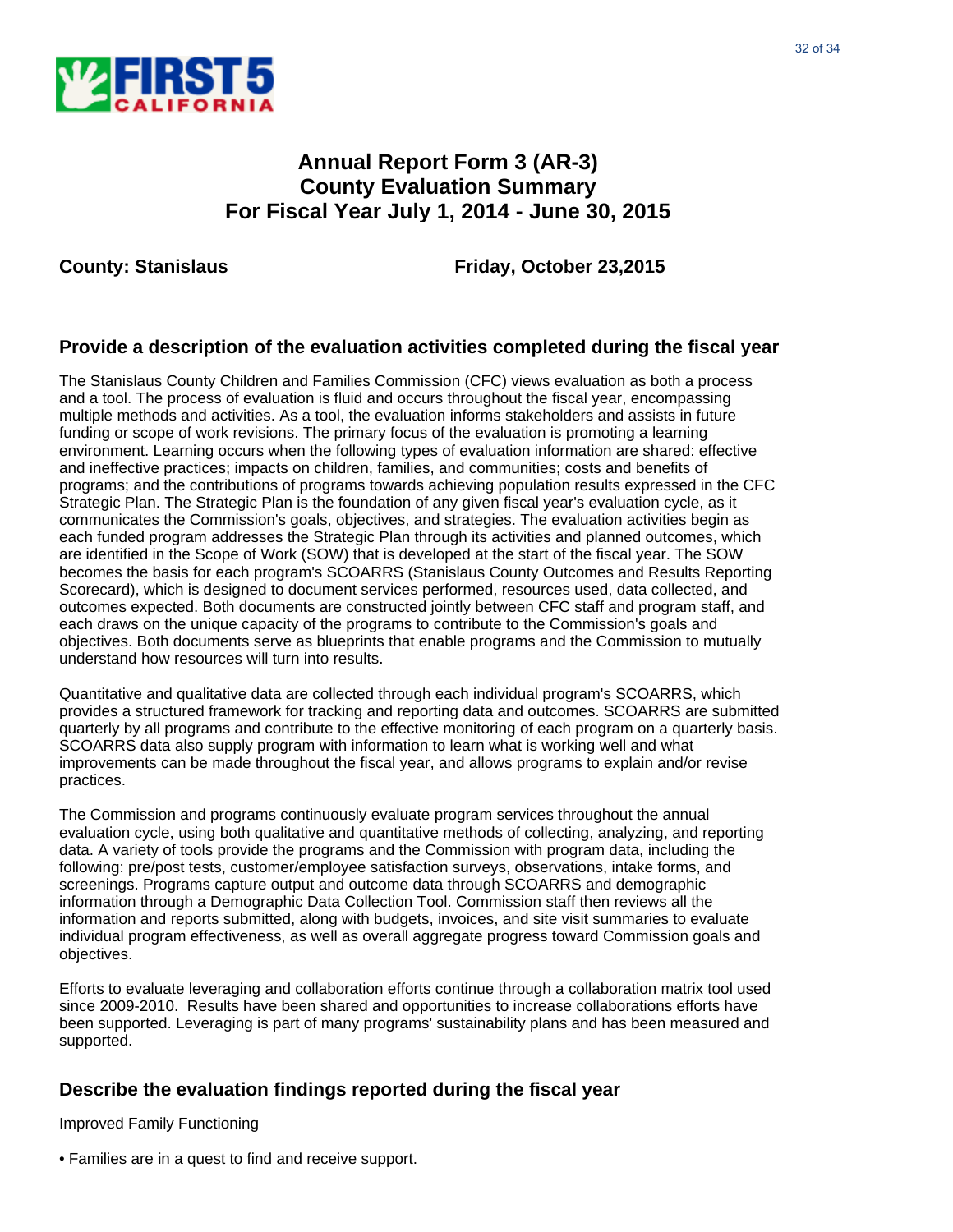# Annual Report Form 3 (AR-3)
# County Evaluation Summary
# For Fiscal Year July 1, 2014 - June 30, 2015

**County: Stanislaus** **Friday, October 23,2015**

## Provide a description of the evaluation activities completed during the fiscal year

The Stanislaus County Children and Families Commission (CFC) views evaluation as both a process and a tool. The process of evaluation is fluid and occurs throughout the fiscal year, encompassing multiple methods and activities. As a tool, the evaluation informs stakeholders and assists in future funding or scope of work revisions. The primary focus of the evaluation is promoting a learning environment. Learning occurs when the following types of evaluation information are shared: effective and ineffective practices; impacts on children, families, and communities; costs and benefits of programs; and the contributions of programs towards achieving population results expressed in the CFC Strategic Plan. The Strategic Plan is the foundation of any given fiscal year's evaluation cycle, as it communicates the Commission's goals, objectives, and strategies. The evaluation activities begin as each funded program addresses the Strategic Plan through its activities and planned outcomes, which are identified in the Scope of Work (SOW) that is developed at the start of the fiscal year. The SOW becomes the basis for each program's SCOARRS (Stanislaus County Outcomes and Results Reporting Scorecard), which is designed to document services performed, resources used, data collected, and outcomes expected. Both documents are constructed jointly between CFC staff and program staff, and each draws on the unique capacity of the programs to contribute to the Commission's goals and objectives. Both documents serve as blueprints that enable programs and the Commission to mutually understand how resources will turn into results.

Quantitative and qualitative data are collected through each individual program's SCOARRS, which provides a structured framework for tracking and reporting data and outcomes. SCOARRS are submitted quarterly by all programs and contribute to the effective monitoring of each program on a quarterly basis. SCOARRS data also supply program with information to learn what is working well and what improvements can be made throughout the fiscal year, and allows programs to explain and/or revise practices.

The Commission and programs continuously evaluate program services throughout the annual evaluation cycle, using both qualitative and quantitative methods of collecting, analyzing, and reporting data. A variety of tools provide the programs and the Commission with program data, including the following: pre/post tests, customer/employee satisfaction surveys, observations, intake forms, and screenings. Programs capture output and outcome data through SCOARRS and demographic information through a Demographic Data Collection Tool. Commission staff then reviews all the information and reports submitted, along with budgets, invoices, and site visit summaries to evaluate individual program effectiveness, as well as overall aggregate progress toward Commission goals and objectives.

Efforts to evaluate leveraging and collaboration efforts continue through a collaboration matrix tool used since 2009-2010. Results have been shared and opportunities to increase collaborations efforts have been supported. Leveraging is part of many programs' sustainability plans and has been measured and supported.

## Describe the evaluation findings reported during the fiscal year

Improved Family Functioning

• Families are in a quest to find and receive support.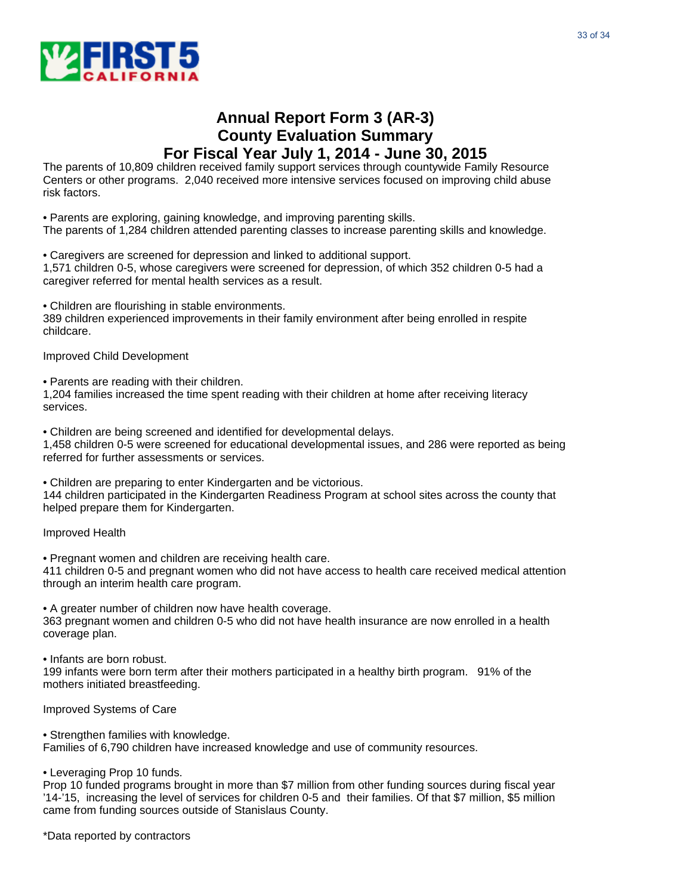FIRST 5 CALIFORNIA

# Annual Report Form 3 (AR-3)
# County Evaluation Summary
# For Fiscal Year July 1, 2014 - June 30, 2015

The parents of 10,809 children received family support services through countywide Family Resource Centers or other programs. 2,040 received more intensive services focused on improving child abuse risk factors.

• Parents are exploring, gaining knowledge, and improving parenting skills.
The parents of 1,284 children attended parenting classes to increase parenting skills and knowledge.

• Caregivers are screened for depression and linked to additional support.
1,571 children 0-5, whose caregivers were screened for depression, of which 352 children 0-5 had a caregiver referred for mental health services as a result.

• Children are flourishing in stable environments.
389 children experienced improvements in their family environment after being enrolled in respite childcare.

Improved Child Development

• Parents are reading with their children.
1,204 families increased the time spent reading with their children at home after receiving literacy services.

• Children are being screened and identified for developmental delays.
1,458 children 0-5 were screened for educational developmental issues, and 286 were reported as being referred for further assessments or services.

• Children are preparing to enter Kindergarten and be victorious.
144 children participated in the Kindergarten Readiness Program at school sites across the county that helped prepare them for Kindergarten.

Improved Health

• Pregnant women and children are receiving health care.
411 children 0-5 and pregnant women who did not have access to health care received medical attention through an interim health care program.

• A greater number of children now have health coverage.
363 pregnant women and children 0-5 who did not have health insurance are now enrolled in a health coverage plan.

• Infants are born robust.
199 infants were born term after their mothers participated in a healthy birth program. 91% of the mothers initiated breastfeeding.

Improved Systems of Care

• Strengthen families with knowledge.
Families of 6,790 children have increased knowledge and use of community resources.

• Leveraging Prop 10 funds.
Prop 10 funded programs brought in more than $7 million from other funding sources during fiscal year '14-'15, increasing the level of services for children 0-5 and their families. Of that $7 million, $5 million came from funding sources outside of Stanislaus County.

*Data reported by contractors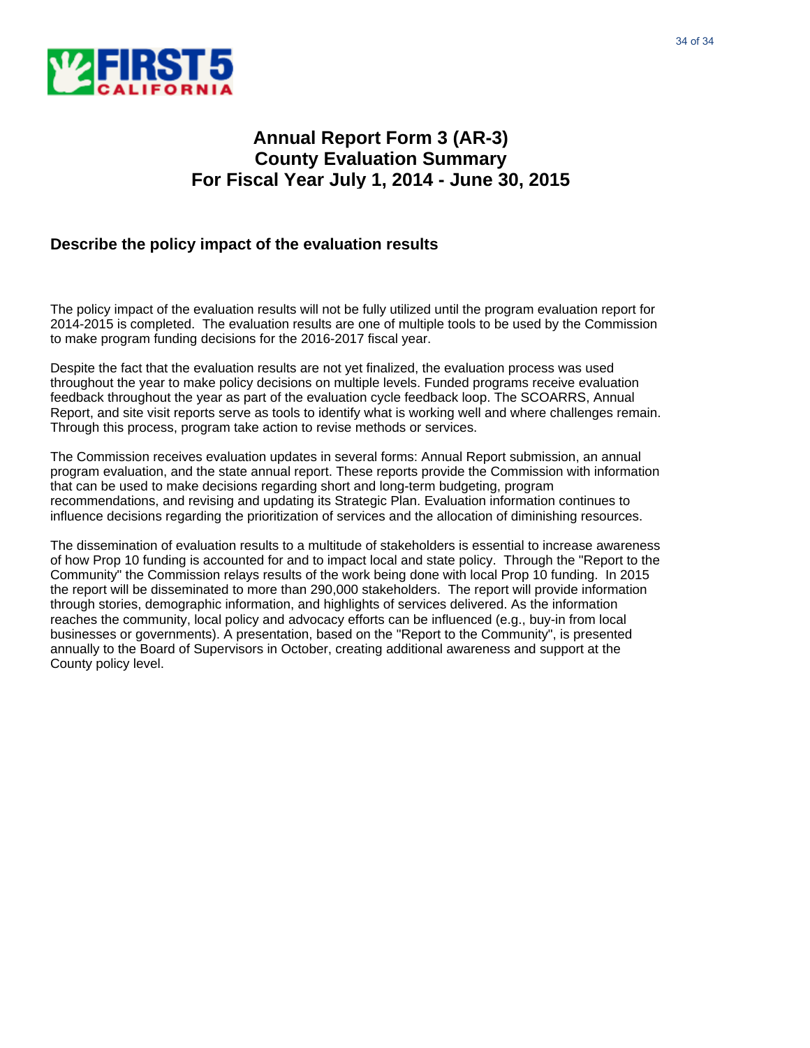# Annual Report Form 3 (AR-3)
# County Evaluation Summary
# For Fiscal Year July 1, 2014 - June 30, 2015

## Describe the policy impact of the evaluation results

The policy impact of the evaluation results will not be fully utilized until the program evaluation report for 2014-2015 is completed. The evaluation results are one of multiple tools to be used by the Commission to make program funding decisions for the 2016-2017 fiscal year.

Despite the fact that the evaluation results are not yet finalized, the evaluation process was used throughout the year to make policy decisions on multiple levels. Funded programs receive evaluation feedback throughout the year as part of the evaluation cycle feedback loop. The SCOARRS, Annual Report, and site visit reports serve as tools to identify what is working well and where challenges remain. Through this process, program take action to revise methods or services.

The Commission receives evaluation updates in several forms: Annual Report submission, an annual program evaluation, and the state annual report. These reports provide the Commission with information that can be used to make decisions regarding short and long-term budgeting, program recommendations, and revising and updating its Strategic Plan. Evaluation information continues to influence decisions regarding the prioritization of services and the allocation of diminishing resources.

The dissemination of evaluation results to a multitude of stakeholders is essential to increase awareness of how Prop 10 funding is accounted for and to impact local and state policy. Through the "Report to the Community" the Commission relays results of the work being done with local Prop 10 funding. In 2015 the report will be disseminated to more than 290,000 stakeholders. The report will provide information through stories, demographic information, and highlights of services delivered. As the information reaches the community, local policy and advocacy efforts can be influenced (e.g., buy-in from local businesses or governments). A presentation, based on the "Report to the Community", is presented annually to the Board of Supervisors in October, creating additional awareness and support at the County policy level.